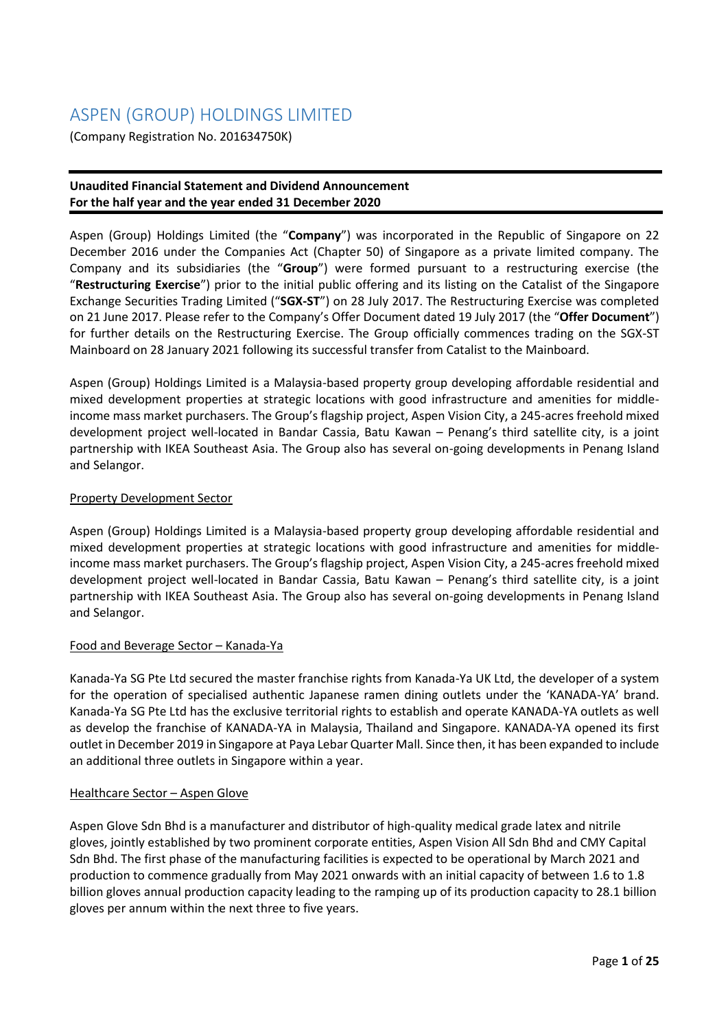# ASPEN (GROUP) HOLDINGS LIMITED

(Company Registration No. 201634750K)

**Unaudited Financial Statement and Dividend Announcement**
**For the half year and the year ended 31 December 2020**

Aspen (Group) Holdings Limited (the "**Company**") was incorporated in the Republic of Singapore on 22 December 2016 under the Companies Act (Chapter 50) of Singapore as a private limited company. The Company and its subsidiaries (the "**Group**") were formed pursuant to a restructuring exercise (the "**Restructuring Exercise**") prior to the initial public offering and its listing on the Catalist of the Singapore Exchange Securities Trading Limited ("**SGX-ST**") on 28 July 2017. The Restructuring Exercise was completed on 21 June 2017. Please refer to the Company's Offer Document dated 19 July 2017 (the "**Offer Document**") for further details on the Restructuring Exercise. The Group officially commences trading on the SGX-ST Mainboard on 28 January 2021 following its successful transfer from Catalist to the Mainboard.

Aspen (Group) Holdings Limited is a Malaysia-based property group developing affordable residential and mixed development properties at strategic locations with good infrastructure and amenities for middle-income mass market purchasers. The Group's flagship project, Aspen Vision City, a 245-acres freehold mixed development project well-located in Bandar Cassia, Batu Kawan – Penang's third satellite city, is a joint partnership with IKEA Southeast Asia. The Group also has several on-going developments in Penang Island and Selangor.

Property Development Sector

Aspen (Group) Holdings Limited is a Malaysia-based property group developing affordable residential and mixed development properties at strategic locations with good infrastructure and amenities for middle-income mass market purchasers. The Group's flagship project, Aspen Vision City, a 245-acres freehold mixed development project well-located in Bandar Cassia, Batu Kawan – Penang's third satellite city, is a joint partnership with IKEA Southeast Asia. The Group also has several on-going developments in Penang Island and Selangor.

Food and Beverage Sector – Kanada-Ya

Kanada-Ya SG Pte Ltd secured the master franchise rights from Kanada-Ya UK Ltd, the developer of a system for the operation of specialised authentic Japanese ramen dining outlets under the 'KANADA-YA' brand. Kanada-Ya SG Pte Ltd has the exclusive territorial rights to establish and operate KANADA-YA outlets as well as develop the franchise of KANADA-YA in Malaysia, Thailand and Singapore. KANADA-YA opened its first outlet in December 2019 in Singapore at Paya Lebar Quarter Mall. Since then, it has been expanded to include an additional three outlets in Singapore within a year.

Healthcare Sector – Aspen Glove

Aspen Glove Sdn Bhd is a manufacturer and distributor of high-quality medical grade latex and nitrile gloves, jointly established by two prominent corporate entities, Aspen Vision All Sdn Bhd and CMY Capital Sdn Bhd. The first phase of the manufacturing facilities is expected to be operational by March 2021 and production to commence gradually from May 2021 onwards with an initial capacity of between 1.6 to 1.8 billion gloves annual production capacity leading to the ramping up of its production capacity to 28.1 billion gloves per annum within the next three to five years.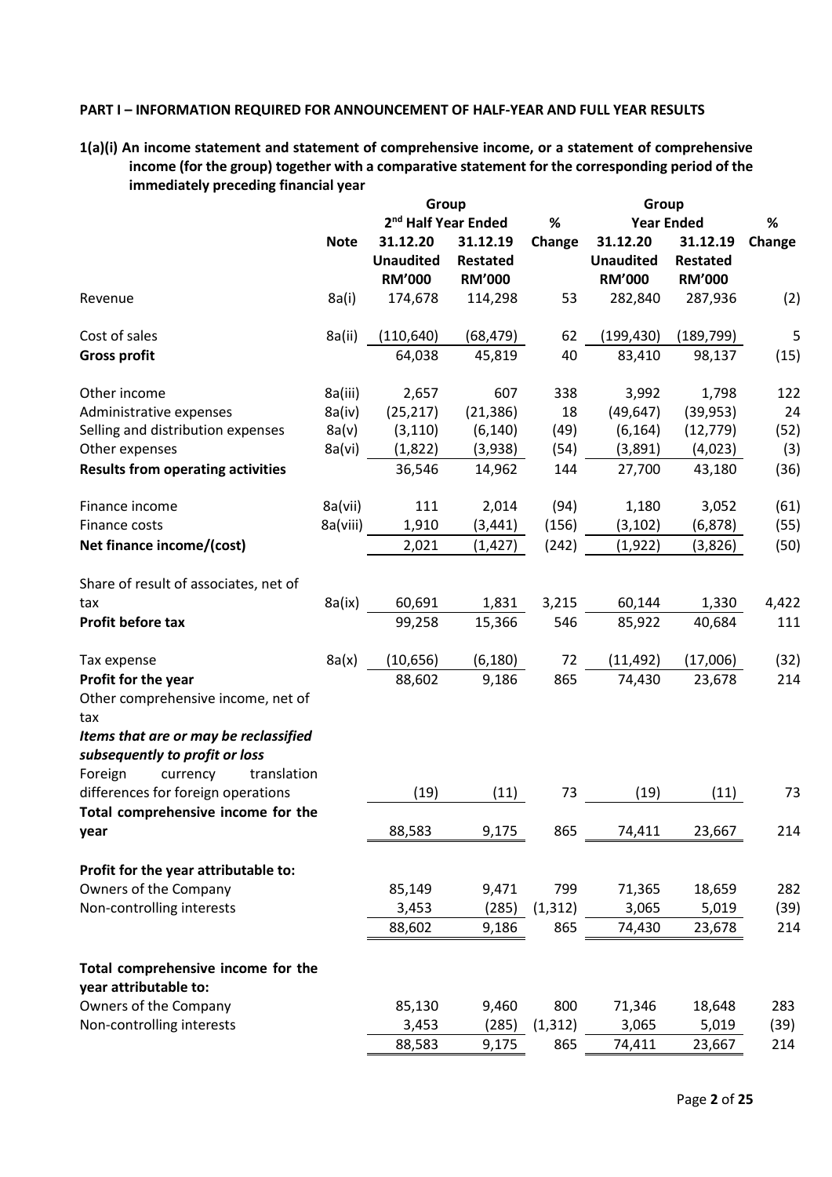**PART I – INFORMATION REQUIRED FOR ANNOUNCEMENT OF HALF-YEAR AND FULL YEAR RESULTS**

**1(a)(i) An income statement and statement of comprehensive income, or a statement of comprehensive income (for the group) together with a comparative statement for the corresponding period of the immediately preceding financial year**

| | | Group | | | Group | | |
|---|---|---|---|---|---|---|---|
| | | 2nd Half Year Ended | | % | Year Ended | | % |
| | **Note** | **31.12.20** | **31.12.19** | **Change** | **31.12.20** | **31.12.19** | **Change** |
| | | **Unaudited** | **Restated** | | **Unaudited** | **Restated** | |
| | | **RM'000** | **RM'000** | | **RM'000** | **RM'000** | |
| Revenue | 8a(i) | 174,678 | 114,298 | 53 | 282,840 | 287,936 | (2) |
| Cost of sales | 8a(ii) | (110,640) | (68,479) | 62 | (199,430) | (189,799) | 5 |
| **Gross profit** | | 64,038 | 45,819 | 40 | 83,410 | 98,137 | (15) |
| Other income | 8a(iii) | 2,657 | 607 | 338 | 3,992 | 1,798 | 122 |
| Administrative expenses | 8a(iv) | (25,217) | (21,386) | 18 | (49,647) | (39,953) | 24 |
| Selling and distribution expenses | 8a(v) | (3,110) | (6,140) | (49) | (6,164) | (12,779) | (52) |
| Other expenses | 8a(vi) | (1,822) | (3,938) | (54) | (3,891) | (4,023) | (3) |
| **Results from operating activities** | | 36,546 | 14,962 | 144 | 27,700 | 43,180 | (36) |
| Finance income | 8a(vii) | 111 | 2,014 | (94) | 1,180 | 3,052 | (61) |
| Finance costs | 8a(viii) | 1,910 | (3,441) | (156) | (3,102) | (6,878) | (55) |
| **Net finance income/(cost)** | | 2,021 | (1,427) | (242) | (1,922) | (3,826) | (50) |
| Share of result of associates, net of tax | 8a(ix) | 60,691 | 1,831 | 3,215 | 60,144 | 1,330 | 4,422 |
| **Profit before tax** | | 99,258 | 15,366 | 546 | 85,922 | 40,684 | 111 |
| Tax expense | 8a(x) | (10,656) | (6,180) | 72 | (11,492) | (17,006) | (32) |
| **Profit for the year** | | 88,602 | 9,186 | 865 | 74,430 | 23,678 | 214 |
| Other comprehensive income, net of tax | | | | | | | |
| ***Items that are or may be reclassified subsequently to profit or loss*** | | | | | | | |
| Foreign currency translation differences for foreign operations | | (19) | (11) | 73 | (19) | (11) | 73 |
| **Total comprehensive income for the year** | | 88,583 | 9,175 | 865 | 74,411 | 23,667 | 214 |
| **Profit for the year attributable to:** | | | | | | | |
| Owners of the Company | | 85,149 | 9,471 | 799 | 71,365 | 18,659 | 282 |
| Non-controlling interests | | 3,453 | (285) | (1,312) | 3,065 | 5,019 | (39) |
| | | 88,602 | 9,186 | 865 | 74,430 | 23,678 | 214 |
| **Total comprehensive income for the year attributable to:** | | | | | | | |
| Owners of the Company | | 85,130 | 9,460 | 800 | 71,346 | 18,648 | 283 |
| Non-controlling interests | | 3,453 | (285) | (1,312) | 3,065 | 5,019 | (39) |
| | | 88,583 | 9,175 | 865 | 74,411 | 23,667 | 214 |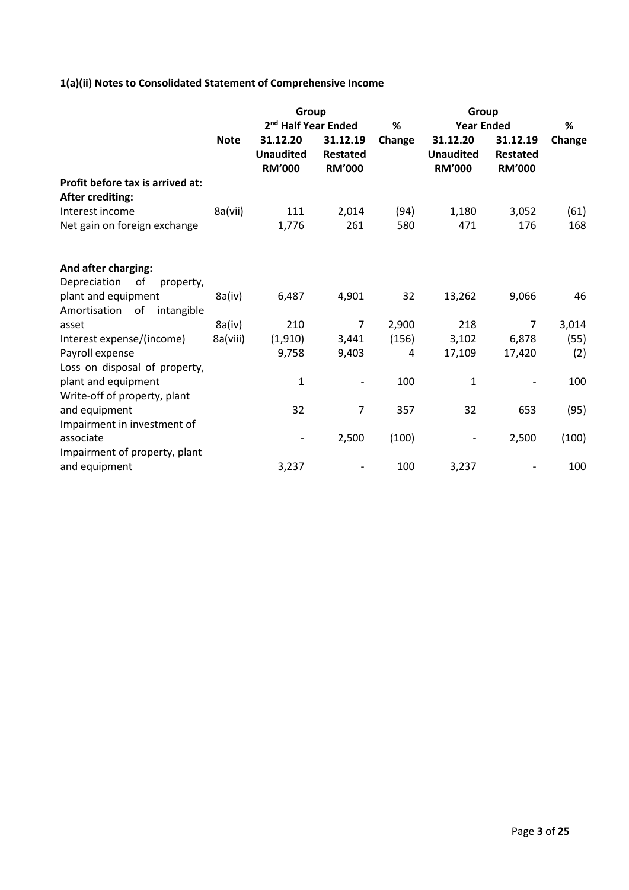**1(a)(ii) Notes to Consolidated Statement of Comprehensive Income**

| | Note | Group 2nd Half Year Ended | | % | Group Year Ended | | % |
|---|---|---|---|---|---|---|---|
| | | 31.12.20 Unaudited RM'000 | 31.12.19 Restated RM'000 | Change | 31.12.20 Unaudited RM'000 | 31.12.19 Restated RM'000 | Change |
| **Profit before tax is arrived at:** | | | | | | | |
| **After crediting:** | | | | | | | |
| Interest income | 8a(vii) | 111 | 2,014 | (94) | 1,180 | 3,052 | (61) |
| Net gain on foreign exchange | | 1,776 | 261 | 580 | 471 | 176 | 168 |
| | | | | | | | |
| **And after charging:** | | | | | | | |
| Depreciation of property, plant and equipment | 8a(iv) | 6,487 | 4,901 | 32 | 13,262 | 9,066 | 46 |
| Amortisation of intangible asset | 8a(iv) | 210 | 7 | 2,900 | 218 | 7 | 3,014 |
| Interest expense/(income) | 8a(viii) | (1,910) | 3,441 | (156) | 3,102 | 6,878 | (55) |
| Payroll expense | | 9,758 | 9,403 | 4 | 17,109 | 17,420 | (2) |
| Loss on disposal of property, plant and equipment | | 1 | - | 100 | 1 | - | 100 |
| Write-off of property, plant and equipment | | 32 | 7 | 357 | 32 | 653 | (95) |
| Impairment in investment of associate | | - | 2,500 | (100) | - | 2,500 | (100) |
| Impairment of property, plant and equipment | | 3,237 | - | 100 | 3,237 | - | 100 |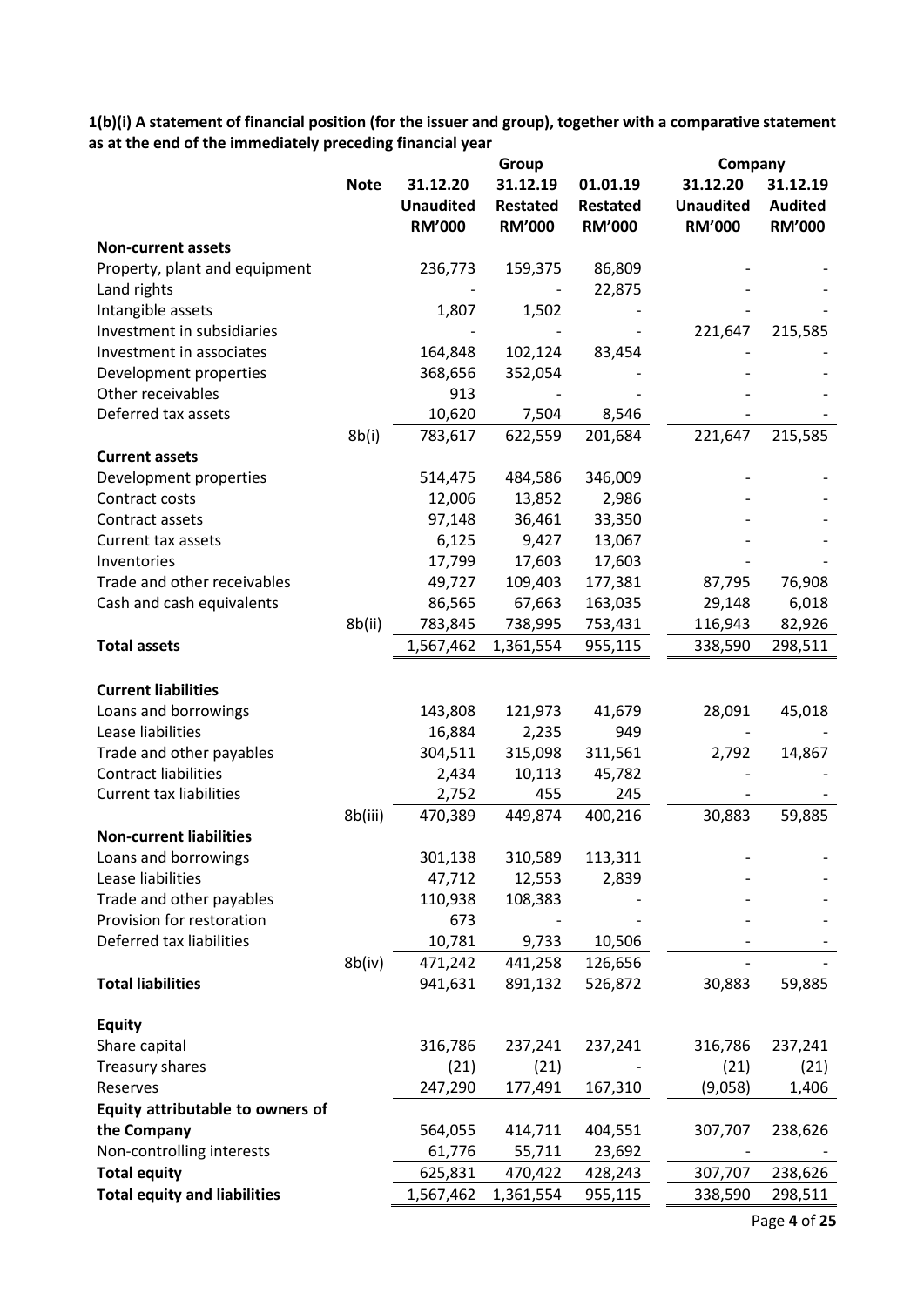**1(b)(i) A statement of financial position (for the issuer and group), together with a comparative statement as at the end of the immediately preceding financial year**

| | Note | Group | | | Company | |
|---|---|---|---|---|---|---|
| | | 31.12.20 Unaudited RM'000 | 31.12.19 Restated RM'000 | 01.01.19 Restated RM'000 | 31.12.20 Unaudited RM'000 | 31.12.19 Audited RM'000 |
| **Non-current assets** | | | | | | |
| Property, plant and equipment | | 236,773 | 159,375 | 86,809 | - | - |
| Land rights | | - | - | 22,875 | - | - |
| Intangible assets | | 1,807 | 1,502 | - | - | - |
| Investment in subsidiaries | | - | - | - | 221,647 | 215,585 |
| Investment in associates | | 164,848 | 102,124 | 83,454 | - | - |
| Development properties | | 368,656 | 352,054 | - | - | - |
| Other receivables | | 913 | - | - | - | - |
| Deferred tax assets | | 10,620 | 7,504 | 8,546 | - | - |
| | 8b(i) | 783,617 | 622,559 | 201,684 | 221,647 | 215,585 |
| **Current assets** | | | | | | |
| Development properties | | 514,475 | 484,586 | 346,009 | - | - |
| Contract costs | | 12,006 | 13,852 | 2,986 | - | - |
| Contract assets | | 97,148 | 36,461 | 33,350 | - | - |
| Current tax assets | | 6,125 | 9,427 | 13,067 | - | - |
| Inventories | | 17,799 | 17,603 | 17,603 | - | - |
| Trade and other receivables | | 49,727 | 109,403 | 177,381 | 87,795 | 76,908 |
| Cash and cash equivalents | | 86,565 | 67,663 | 163,035 | 29,148 | 6,018 |
| | 8b(ii) | 783,845 | 738,995 | 753,431 | 116,943 | 82,926 |
| **Total assets** | | 1,567,462 | 1,361,554 | 955,115 | 338,590 | 298,511 |
| | | | | | | |
| **Current liabilities** | | | | | | |
| Loans and borrowings | | 143,808 | 121,973 | 41,679 | 28,091 | 45,018 |
| Lease liabilities | | 16,884 | 2,235 | 949 | - | - |
| Trade and other payables | | 304,511 | 315,098 | 311,561 | 2,792 | 14,867 |
| Contract liabilities | | 2,434 | 10,113 | 45,782 | - | - |
| Current tax liabilities | | 2,752 | 455 | 245 | - | - |
| | 8b(iii) | 470,389 | 449,874 | 400,216 | 30,883 | 59,885 |
| **Non-current liabilities** | | | | | | |
| Loans and borrowings | | 301,138 | 310,589 | 113,311 | - | - |
| Lease liabilities | | 47,712 | 12,553 | 2,839 | - | - |
| Trade and other payables | | 110,938 | 108,383 | - | - | - |
| Provision for restoration | | 673 | - | - | - | - |
| Deferred tax liabilities | | 10,781 | 9,733 | 10,506 | - | - |
| | 8b(iv) | 471,242 | 441,258 | 126,656 | - | - |
| **Total liabilities** | | 941,631 | 891,132 | 526,872 | 30,883 | 59,885 |
| | | | | | | |
| **Equity** | | | | | | |
| Share capital | | 316,786 | 237,241 | 237,241 | 316,786 | 237,241 |
| Treasury shares | | (21) | (21) | - | (21) | (21) |
| Reserves | | 247,290 | 177,491 | 167,310 | (9,058) | 1,406 |
| **Equity attributable to owners of the Company** | | 564,055 | 414,711 | 404,551 | 307,707 | 238,626 |
| Non-controlling interests | | 61,776 | 55,711 | 23,692 | - | - |
| **Total equity** | | 625,831 | 470,422 | 428,243 | 307,707 | 238,626 |
| **Total equity and liabilities** | | 1,567,462 | 1,361,554 | 955,115 | 338,590 | 298,511 |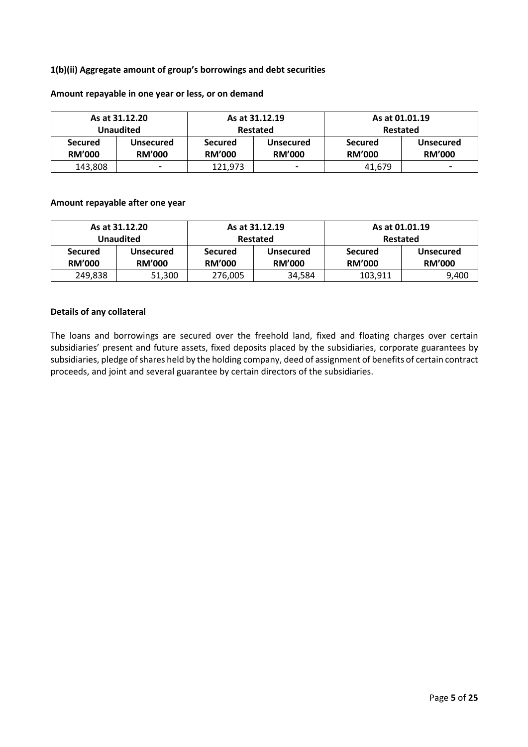**1(b)(ii) Aggregate amount of group's borrowings and debt securities**

**Amount repayable in one year or less, or on demand**

| As at 31.12.20 Unaudited | | As at 31.12.19 Restated | | As at 01.01.19 Restated | |
|---|---|---|---|---|---|
| **Secured RM'000** | **Unsecured RM'000** | **Secured RM'000** | **Unsecured RM'000** | **Secured RM'000** | **Unsecured RM'000** |
| 143,808 | - | 121,973 | - | 41,679 | - |

**Amount repayable after one year**

| As at 31.12.20 Unaudited | | As at 31.12.19 Restated | | As at 01.01.19 Restated | |
|---|---|---|---|---|---|
| **Secured RM'000** | **Unsecured RM'000** | **Secured RM'000** | **Unsecured RM'000** | **Secured RM'000** | **Unsecured RM'000** |
| 249,838 | 51,300 | 276,005 | 34,584 | 103,911 | 9,400 |

**Details of any collateral**

The loans and borrowings are secured over the freehold land, fixed and floating charges over certain subsidiaries' present and future assets, fixed deposits placed by the subsidiaries, corporate guarantees by subsidiaries, pledge of shares held by the holding company, deed of assignment of benefits of certain contract proceeds, and joint and several guarantee by certain directors of the subsidiaries.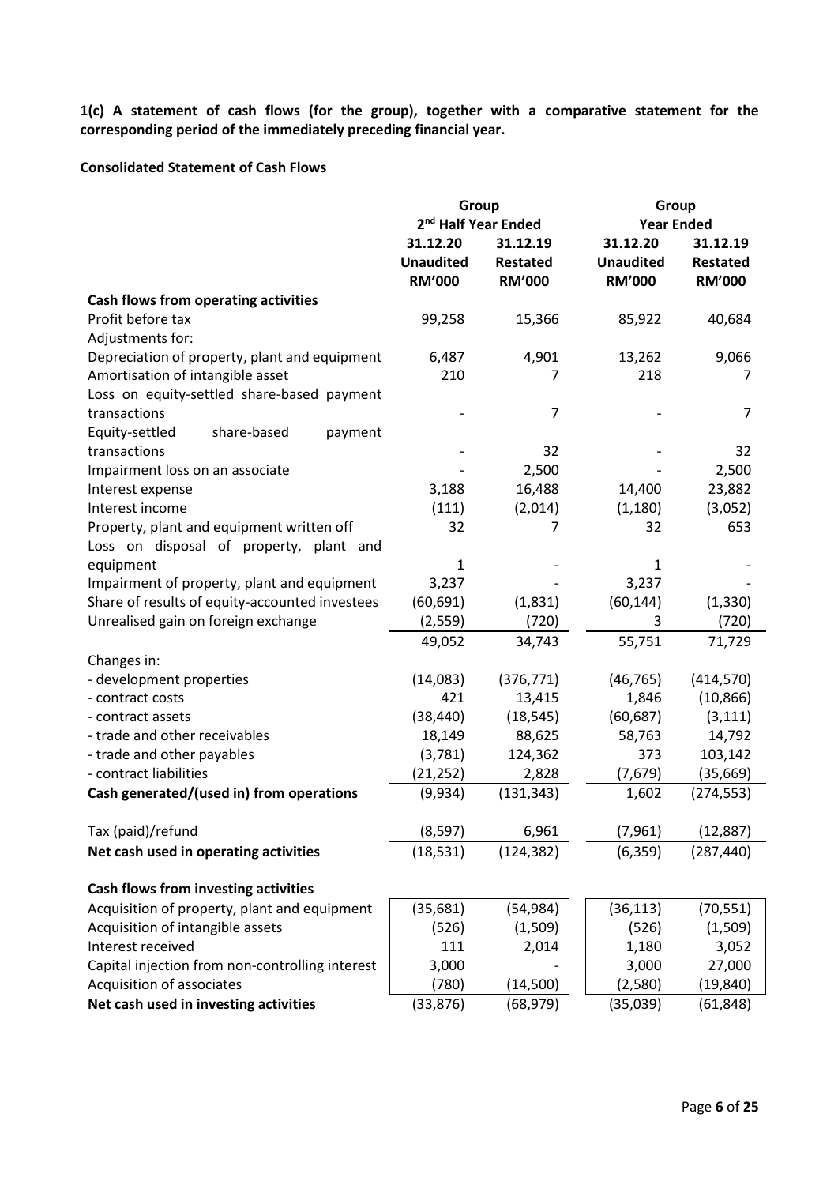**1(c) A statement of cash flows (for the group), together with a comparative statement for the corresponding period of the immediately preceding financial year.**

**Consolidated Statement of Cash Flows**

| | Group | | Group | |
|---|---|---|---|---|
| | 2nd Half Year Ended | | Year Ended | |
| | 31.12.20 Unaudited RM'000 | 31.12.19 Restated RM'000 | 31.12.20 Unaudited RM'000 | 31.12.19 Restated RM'000 |
| **Cash flows from operating activities** | | | | |
| Profit before tax | 99,258 | 15,366 | 85,922 | 40,684 |
| Adjustments for: | | | | |
| Depreciation of property, plant and equipment | 6,487 | 4,901 | 13,262 | 9,066 |
| Amortisation of intangible asset | 210 | 7 | 218 | 7 |
| Loss on equity-settled share-based payment transactions | - | 7 | - | 7 |
| Equity-settled share-based payment transactions | - | 32 | - | 32 |
| Impairment loss on an associate | - | 2,500 | - | 2,500 |
| Interest expense | 3,188 | 16,488 | 14,400 | 23,882 |
| Interest income | (111) | (2,014) | (1,180) | (3,052) |
| Property, plant and equipment written off | 32 | 7 | 32 | 653 |
| Loss on disposal of property, plant and equipment | 1 | - | 1 | - |
| Impairment of property, plant and equipment | 3,237 | - | 3,237 | - |
| Share of results of equity-accounted investees | (60,691) | (1,831) | (60,144) | (1,330) |
| Unrealised gain on foreign exchange | (2,559) | (720) | 3 | (720) |
| | 49,052 | 34,743 | 55,751 | 71,729 |
| Changes in: | | | | |
| - development properties | (14,083) | (376,771) | (46,765) | (414,570) |
| - contract costs | 421 | 13,415 | 1,846 | (10,866) |
| - contract assets | (38,440) | (18,545) | (60,687) | (3,111) |
| - trade and other receivables | 18,149 | 88,625 | 58,763 | 14,792 |
| - trade and other payables | (3,781) | 124,362 | 373 | 103,142 |
| - contract liabilities | (21,252) | 2,828 | (7,679) | (35,669) |
| **Cash generated/(used in) from operations** | (9,934) | (131,343) | 1,602 | (274,553) |
| | | | | |
| Tax (paid)/refund | (8,597) | 6,961 | (7,961) | (12,887) |
| **Net cash used in operating activities** | (18,531) | (124,382) | (6,359) | (287,440) |
| | | | | |
| **Cash flows from investing activities** | | | | |
| Acquisition of property, plant and equipment | (35,681) | (54,984) | (36,113) | (70,551) |
| Acquisition of intangible assets | (526) | (1,509) | (526) | (1,509) |
| Interest received | 111 | 2,014 | 1,180 | 3,052 |
| Capital injection from non-controlling interest | 3,000 | - | 3,000 | 27,000 |
| Acquisition of associates | (780) | (14,500) | (2,580) | (19,840) |
| **Net cash used in investing activities** | (33,876) | (68,979) | (35,039) | (61,848) |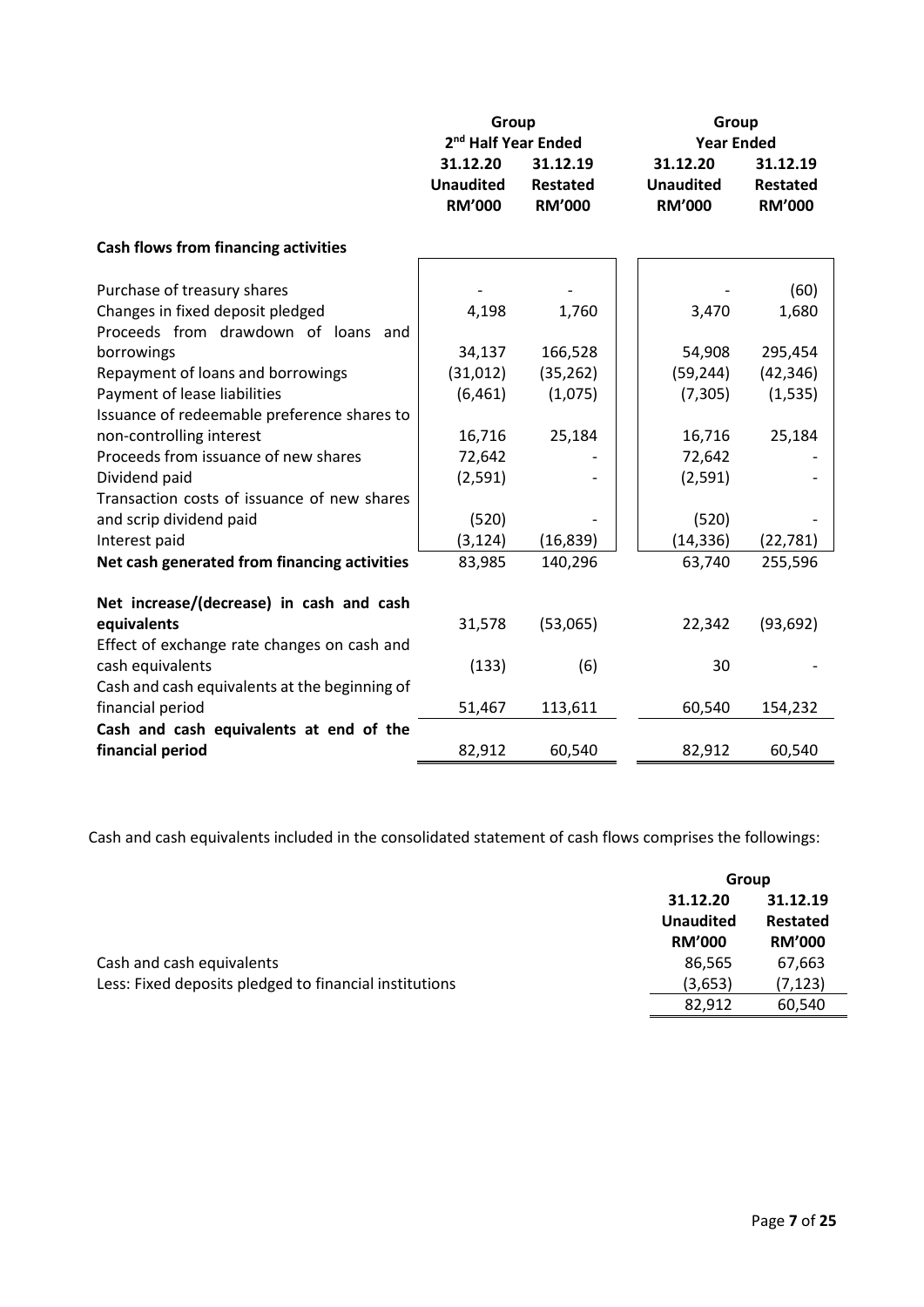| | Group | | Group | |
|---|---|---|---|---|
| | 2nd Half Year Ended | | Year Ended | |
| | 31.12.20 | 31.12.19 | 31.12.20 | 31.12.19 |
| | Unaudited | Restated | Unaudited | Restated |
| | RM'000 | RM'000 | RM'000 | RM'000 |
| **Cash flows from financing activities** | | | | |
| Purchase of treasury shares | - | - | - | (60) |
| Changes in fixed deposit pledged | 4,198 | 1,760 | 3,470 | 1,680 |
| Proceeds from drawdown of loans and borrowings | 34,137 | 166,528 | 54,908 | 295,454 |
| Repayment of loans and borrowings | (31,012) | (35,262) | (59,244) | (42,346) |
| Payment of lease liabilities | (6,461) | (1,075) | (7,305) | (1,535) |
| Issuance of redeemable preference shares to non-controlling interest | 16,716 | 25,184 | 16,716 | 25,184 |
| Proceeds from issuance of new shares | 72,642 | - | 72,642 | - |
| Dividend paid | (2,591) | - | (2,591) | - |
| Transaction costs of issuance of new shares and scrip dividend paid | (520) | - | (520) | - |
| Interest paid | (3,124) | (16,839) | (14,336) | (22,781) |
| **Net cash generated from financing activities** | 83,985 | 140,296 | 63,740 | 255,596 |
| **Net increase/(decrease) in cash and cash equivalents** | 31,578 | (53,065) | 22,342 | (93,692) |
| Effect of exchange rate changes on cash and cash equivalents | (133) | (6) | 30 | - |
| Cash and cash equivalents at the beginning of financial period | 51,467 | 113,611 | 60,540 | 154,232 |
| **Cash and cash equivalents at end of the financial period** | 82,912 | 60,540 | 82,912 | 60,540 |

Cash and cash equivalents included in the consolidated statement of cash flows comprises the followings:

| | Group | |
|---|---|---|
| | 31.12.20 | 31.12.19 |
| | Unaudited | Restated |
| | RM'000 | RM'000 |
| Cash and cash equivalents | 86,565 | 67,663 |
| Less: Fixed deposits pledged to financial institutions | (3,653) | (7,123) |
| | 82,912 | 60,540 |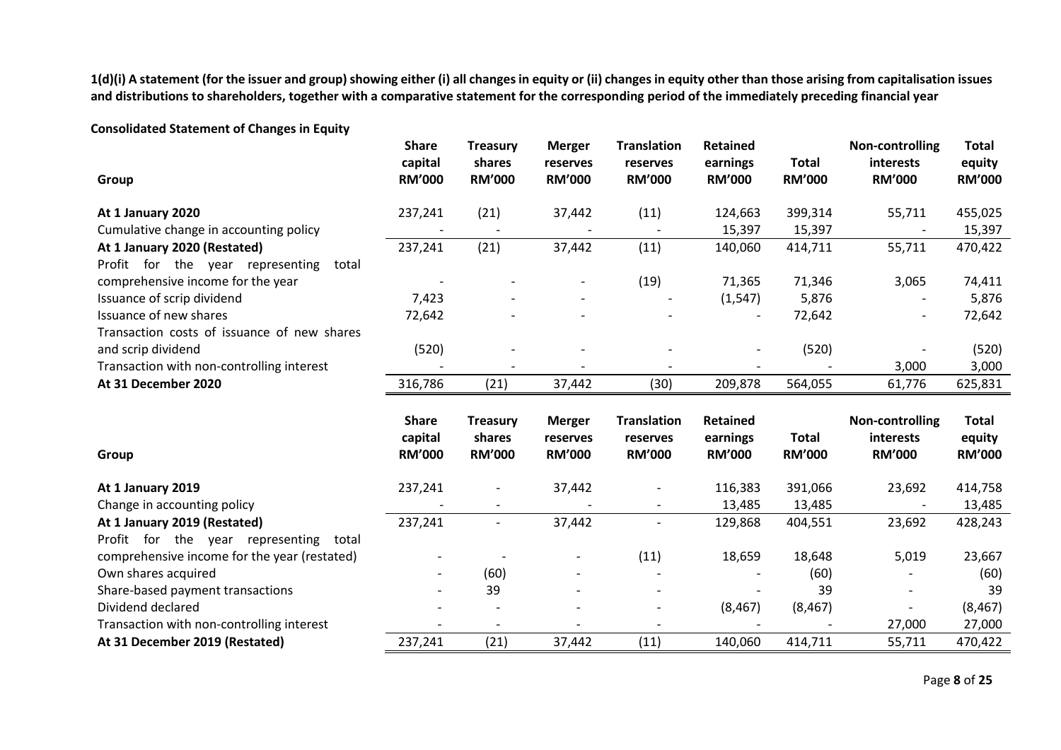**1(d)(i) A statement (for the issuer and group) showing either (i) all changes in equity or (ii) changes in equity other than those arising from capitalisation issues and distributions to shareholders, together with a comparative statement for the corresponding period of the immediately preceding financial year**

**Consolidated Statement of Changes in Equity**

| Group | Share capital RM'000 | Treasury shares RM'000 | Merger reserves RM'000 | Translation reserves RM'000 | Retained earnings RM'000 | Total RM'000 | Non-controlling interests RM'000 | Total equity RM'000 |
|---|---|---|---|---|---|---|---|---|
| **At 1 January 2020** | 237,241 | (21) | 37,442 | (11) | 124,663 | 399,314 | 55,711 | 455,025 |
| Cumulative change in accounting policy | - | - | - | - | 15,397 | 15,397 | - | 15,397 |
| **At 1 January 2020 (Restated)** | 237,241 | (21) | 37,442 | (11) | 140,060 | 414,711 | 55,711 | 470,422 |
| Profit for the year representing total comprehensive income for the year | - | - | - | (19) | 71,365 | 71,346 | 3,065 | 74,411 |
| Issuance of scrip dividend | 7,423 | - | - | - | (1,547) | 5,876 | - | 5,876 |
| Issuance of new shares | 72,642 | - | - | - | - | 72,642 | - | 72,642 |
| Transaction costs of issuance of new shares and scrip dividend | (520) | - | - | - | - | (520) | - | (520) |
| Transaction with non-controlling interest | - | - | - | - | - | - | 3,000 | 3,000 |
| **At 31 December 2020** | 316,786 | (21) | 37,442 | (30) | 209,878 | 564,055 | 61,776 | 625,831 |

| Group | Share capital RM'000 | Treasury shares RM'000 | Merger reserves RM'000 | Translation reserves RM'000 | Retained earnings RM'000 | Total RM'000 | Non-controlling interests RM'000 | Total equity RM'000 |
|---|---|---|---|---|---|---|---|---|
| **At 1 January 2019** | 237,241 | - | 37,442 | - | 116,383 | 391,066 | 23,692 | 414,758 |
| Change in accounting policy | - | - | - | - | 13,485 | 13,485 | - | 13,485 |
| **At 1 January 2019 (Restated)** | 237,241 | - | 37,442 | - | 129,868 | 404,551 | 23,692 | 428,243 |
| Profit for the year representing total comprehensive income for the year (restated) | - | - | - | (11) | 18,659 | 18,648 | 5,019 | 23,667 |
| Own shares acquired | - | (60) | - | - | - | (60) | - | (60) |
| Share-based payment transactions | - | 39 | - | - | - | 39 | - | 39 |
| Dividend declared | - | - | - | - | (8,467) | (8,467) | - | (8,467) |
| Transaction with non-controlling interest | - | - | - | - | - | - | 27,000 | 27,000 |
| **At 31 December 2019 (Restated)** | 237,241 | (21) | 37,442 | (11) | 140,060 | 414,711 | 55,711 | 470,422 |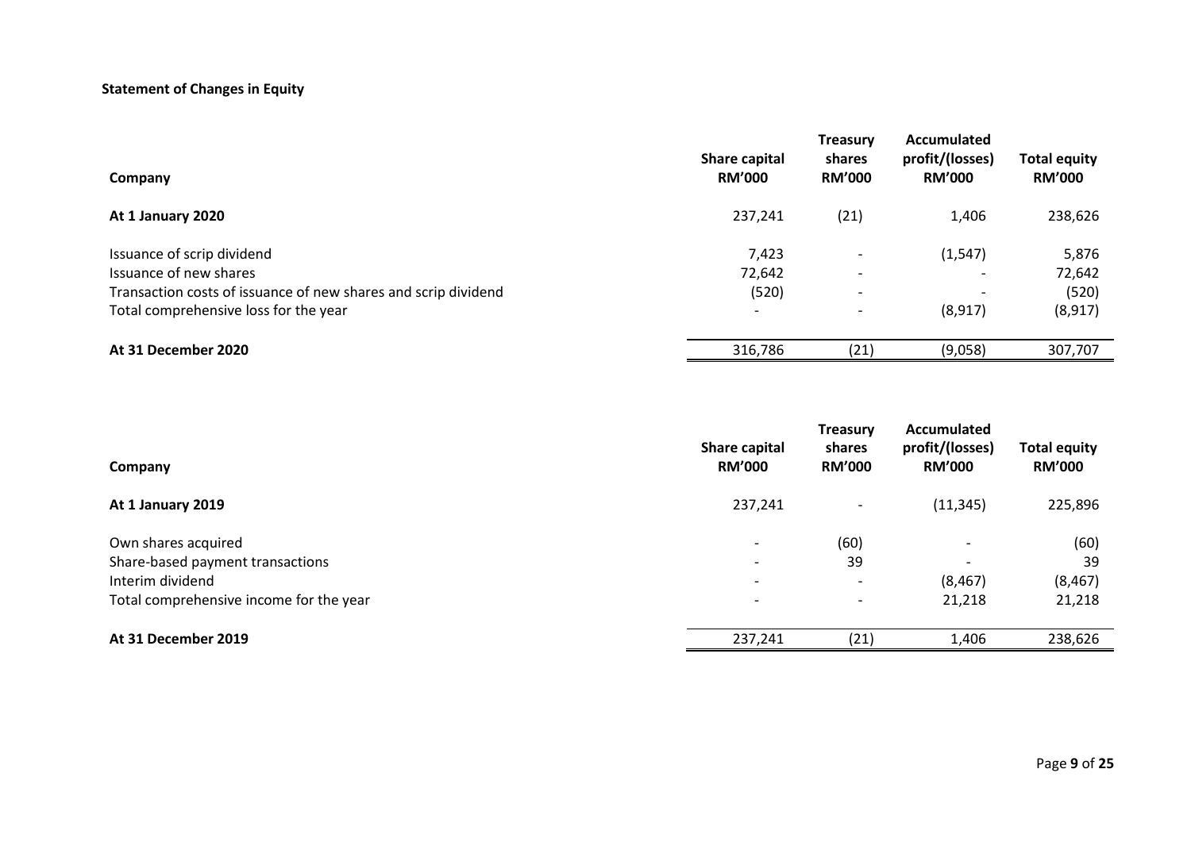**Statement of Changes in Equity**

| Company | Share capital RM'000 | Treasury shares RM'000 | Accumulated profit/(losses) RM'000 | Total equity RM'000 |
|---|---|---|---|---|
| **At 1 January 2020** | 237,241 | (21) | 1,406 | 238,626 |
| Issuance of scrip dividend | 7,423 | - | (1,547) | 5,876 |
| Issuance of new shares | 72,642 | - | - | 72,642 |
| Transaction costs of issuance of new shares and scrip dividend | (520) | - | - | (520) |
| Total comprehensive loss for the year | - | - | (8,917) | (8,917) |
| **At 31 December 2020** | 316,786 | (21) | (9,058) | 307,707 |

| Company | Share capital RM'000 | Treasury shares RM'000 | Accumulated profit/(losses) RM'000 | Total equity RM'000 |
|---|---|---|---|---|
| **At 1 January 2019** | 237,241 | - | (11,345) | 225,896 |
| Own shares acquired | - | (60) | - | (60) |
| Share-based payment transactions | - | 39 | - | 39 |
| Interim dividend | - | - | (8,467) | (8,467) |
| Total comprehensive income for the year | - | - | 21,218 | 21,218 |
| **At 31 December 2019** | 237,241 | (21) | 1,406 | 238,626 |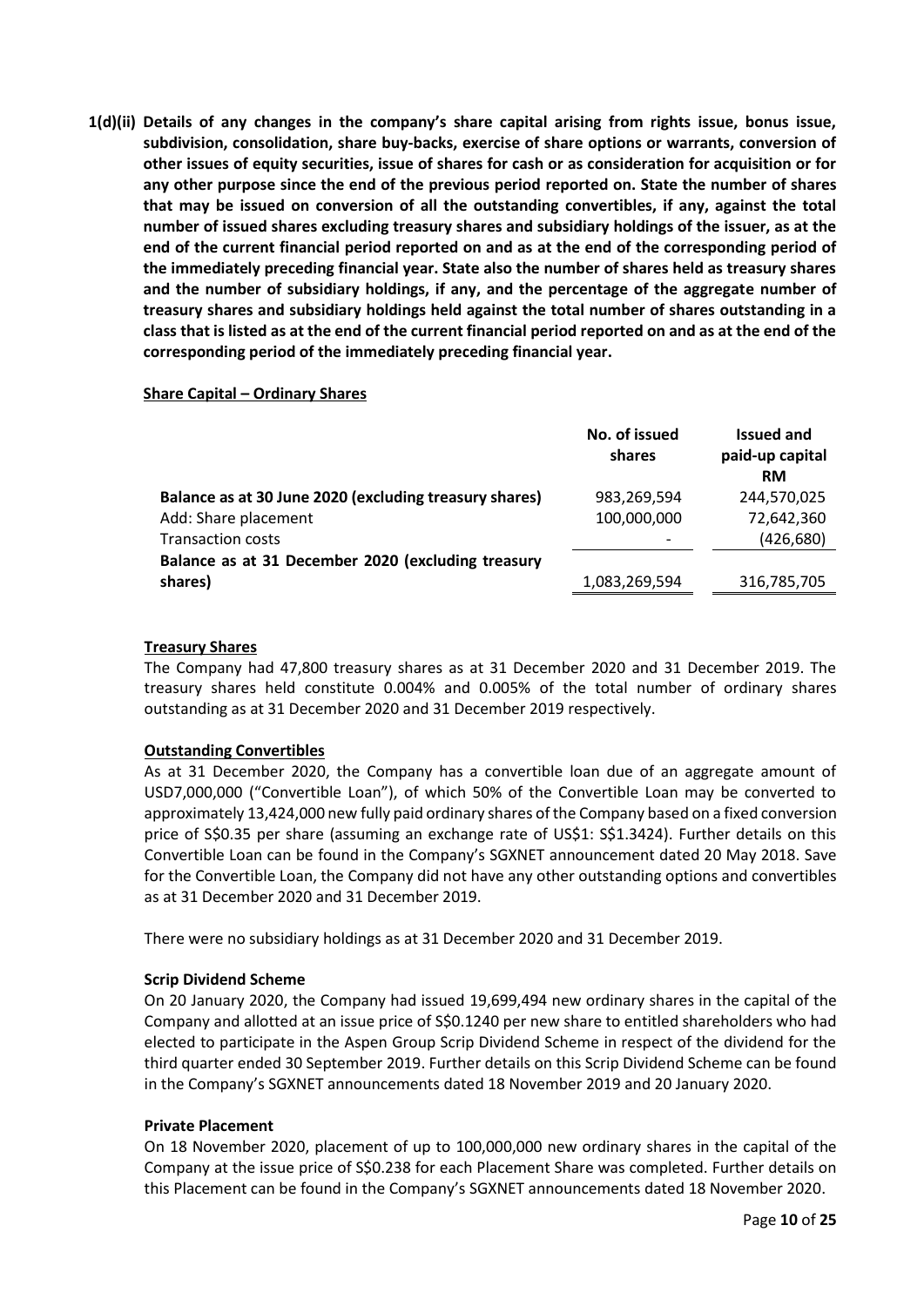**1(d)(ii) Details of any changes in the company's share capital arising from rights issue, bonus issue, subdivision, consolidation, share buy-backs, exercise of share options or warrants, conversion of other issues of equity securities, issue of shares for cash or as consideration for acquisition or for any other purpose since the end of the previous period reported on. State the number of shares that may be issued on conversion of all the outstanding convertibles, if any, against the total number of issued shares excluding treasury shares and subsidiary holdings of the issuer, as at the end of the current financial period reported on and as at the end of the corresponding period of the immediately preceding financial year. State also the number of shares held as treasury shares and the number of subsidiary holdings, if any, and the percentage of the aggregate number of treasury shares and subsidiary holdings held against the total number of shares outstanding in a class that is listed as at the end of the current financial period reported on and as at the end of the corresponding period of the immediately preceding financial year.**

**Share Capital – Ordinary Shares**

| | No. of issued shares | Issued and paid-up capital RM |
|---|---|---|
| **Balance as at 30 June 2020 (excluding treasury shares)** | 983,269,594 | 244,570,025 |
| Add: Share placement | 100,000,000 | 72,642,360 |
| Transaction costs | - | (426,680) |
| **Balance as at 31 December 2020 (excluding treasury shares)** | 1,083,269,594 | 316,785,705 |

**Treasury Shares**

The Company had 47,800 treasury shares as at 31 December 2020 and 31 December 2019. The treasury shares held constitute 0.004% and 0.005% of the total number of ordinary shares outstanding as at 31 December 2020 and 31 December 2019 respectively.

**Outstanding Convertibles**

As at 31 December 2020, the Company has a convertible loan due of an aggregate amount of USD7,000,000 ("Convertible Loan"), of which 50% of the Convertible Loan may be converted to approximately 13,424,000 new fully paid ordinary shares of the Company based on a fixed conversion price of S$0.35 per share (assuming an exchange rate of US$1: S$1.3424). Further details on this Convertible Loan can be found in the Company's SGXNET announcement dated 20 May 2018. Save for the Convertible Loan, the Company did not have any other outstanding options and convertibles as at 31 December 2020 and 31 December 2019.

There were no subsidiary holdings as at 31 December 2020 and 31 December 2019.

**Scrip Dividend Scheme**

On 20 January 2020, the Company had issued 19,699,494 new ordinary shares in the capital of the Company and allotted at an issue price of S$0.1240 per new share to entitled shareholders who had elected to participate in the Aspen Group Scrip Dividend Scheme in respect of the dividend for the third quarter ended 30 September 2019. Further details on this Scrip Dividend Scheme can be found in the Company's SGXNET announcements dated 18 November 2019 and 20 January 2020.

**Private Placement**

On 18 November 2020, placement of up to 100,000,000 new ordinary shares in the capital of the Company at the issue price of S$0.238 for each Placement Share was completed. Further details on this Placement can be found in the Company's SGXNET announcements dated 18 November 2020.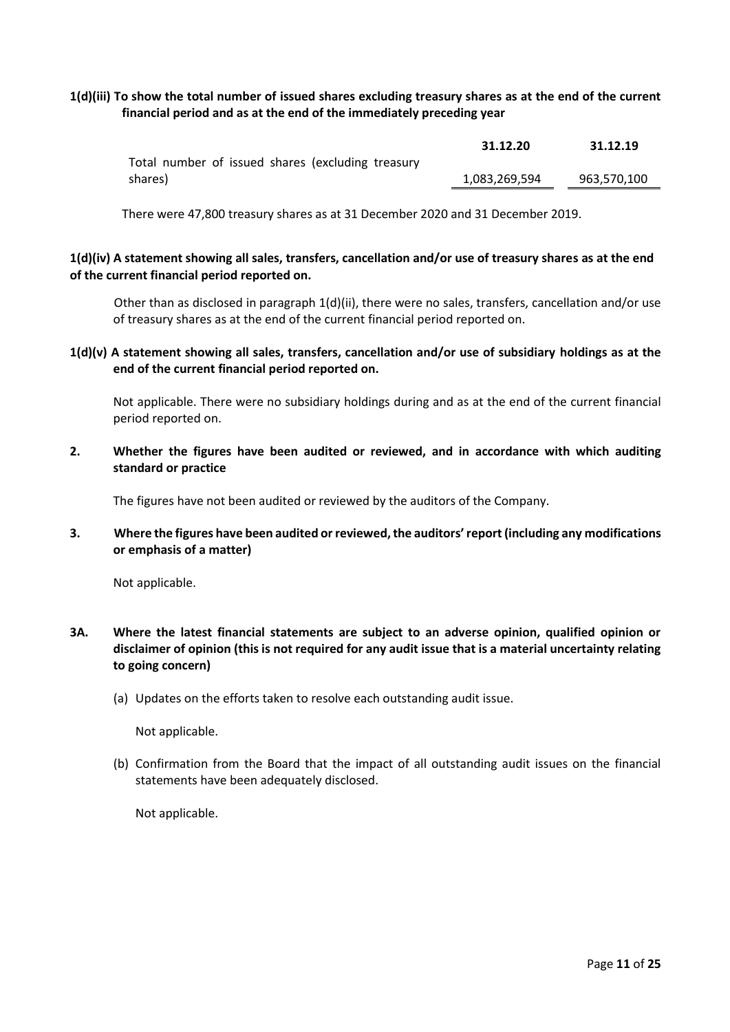**1(d)(iii) To show the total number of issued shares excluding treasury shares as at the end of the current financial period and as at the end of the immediately preceding year**

| | 31.12.20 | 31.12.19 |
|---|---|---|
| Total number of issued shares (excluding treasury shares) | 1,083,269,594 | 963,570,100 |

There were 47,800 treasury shares as at 31 December 2020 and 31 December 2019.

**1(d)(iv) A statement showing all sales, transfers, cancellation and/or use of treasury shares as at the end of the current financial period reported on.**

Other than as disclosed in paragraph 1(d)(ii), there were no sales, transfers, cancellation and/or use of treasury shares as at the end of the current financial period reported on.

**1(d)(v) A statement showing all sales, transfers, cancellation and/or use of subsidiary holdings as at the end of the current financial period reported on.**

Not applicable. There were no subsidiary holdings during and as at the end of the current financial period reported on.

**2. Whether the figures have been audited or reviewed, and in accordance with which auditing standard or practice**

The figures have not been audited or reviewed by the auditors of the Company.

**3. Where the figures have been audited or reviewed, the auditors' report (including any modifications or emphasis of a matter)**

Not applicable.

**3A. Where the latest financial statements are subject to an adverse opinion, qualified opinion or disclaimer of opinion (this is not required for any audit issue that is a material uncertainty relating to going concern)**

(a) Updates on the efforts taken to resolve each outstanding audit issue.

Not applicable.

(b) Confirmation from the Board that the impact of all outstanding audit issues on the financial statements have been adequately disclosed.

Not applicable.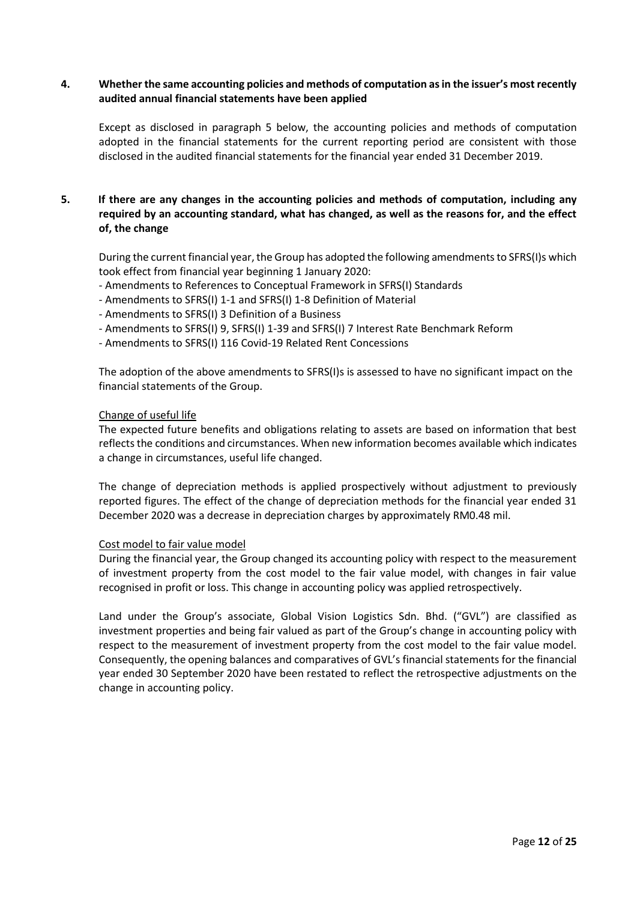**4. Whether the same accounting policies and methods of computation as in the issuer's most recently audited annual financial statements have been applied**

Except as disclosed in paragraph 5 below, the accounting policies and methods of computation adopted in the financial statements for the current reporting period are consistent with those disclosed in the audited financial statements for the financial year ended 31 December 2019.

**5. If there are any changes in the accounting policies and methods of computation, including any required by an accounting standard, what has changed, as well as the reasons for, and the effect of, the change**

During the current financial year, the Group has adopted the following amendments to SFRS(I)s which took effect from financial year beginning 1 January 2020:

- Amendments to References to Conceptual Framework in SFRS(I) Standards
- Amendments to SFRS(I) 1-1 and SFRS(I) 1-8 Definition of Material
- Amendments to SFRS(I) 3 Definition of a Business
- Amendments to SFRS(I) 9, SFRS(I) 1-39 and SFRS(I) 7 Interest Rate Benchmark Reform
- Amendments to SFRS(I) 116 Covid-19 Related Rent Concessions

The adoption of the above amendments to SFRS(I)s is assessed to have no significant impact on the financial statements of the Group.

Change of useful life

The expected future benefits and obligations relating to assets are based on information that best reflects the conditions and circumstances. When new information becomes available which indicates a change in circumstances, useful life changed.

The change of depreciation methods is applied prospectively without adjustment to previously reported figures. The effect of the change of depreciation methods for the financial year ended 31 December 2020 was a decrease in depreciation charges by approximately RM0.48 mil.

Cost model to fair value model

During the financial year, the Group changed its accounting policy with respect to the measurement of investment property from the cost model to the fair value model, with changes in fair value recognised in profit or loss. This change in accounting policy was applied retrospectively.

Land under the Group's associate, Global Vision Logistics Sdn. Bhd. ("GVL") are classified as investment properties and being fair valued as part of the Group's change in accounting policy with respect to the measurement of investment property from the cost model to the fair value model. Consequently, the opening balances and comparatives of GVL's financial statements for the financial year ended 30 September 2020 have been restated to reflect the retrospective adjustments on the change in accounting policy.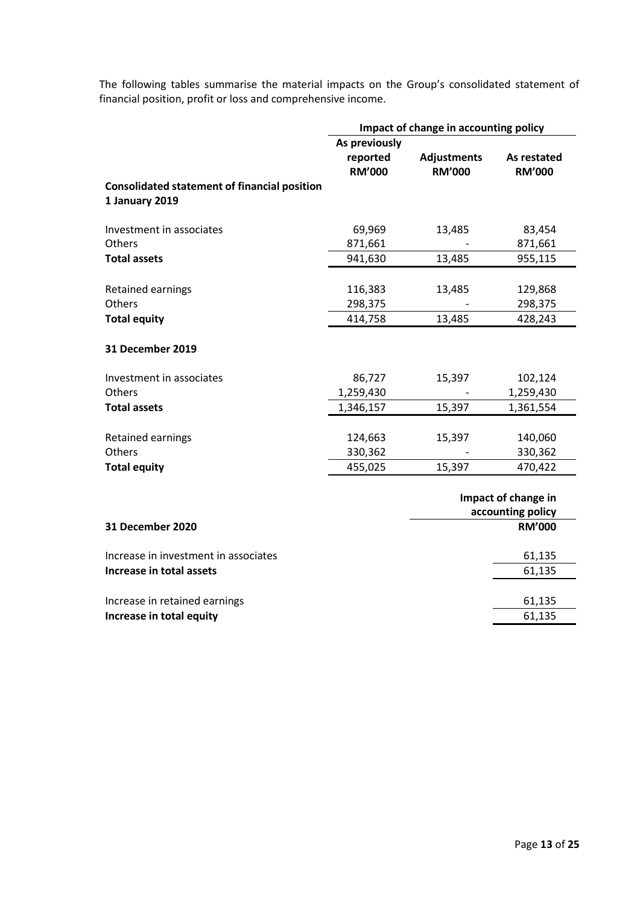The following tables summarise the material impacts on the Group's consolidated statement of financial position, profit or loss and comprehensive income.

| | Impact of change in accounting policy | | |
|---|---|---|---|
| | As previously reported RM'000 | Adjustments RM'000 | As restated RM'000 |
| **Consolidated statement of financial position** | | | |
| **1 January 2019** | | | |
| Investment in associates | 69,969 | 13,485 | 83,454 |
| Others | 871,661 | - | 871,661 |
| **Total assets** | 941,630 | 13,485 | 955,115 |
| Retained earnings | 116,383 | 13,485 | 129,868 |
| Others | 298,375 | - | 298,375 |
| **Total equity** | 414,758 | 13,485 | 428,243 |
| **31 December 2019** | | | |
| Investment in associates | 86,727 | 15,397 | 102,124 |
| Others | 1,259,430 | - | 1,259,430 |
| **Total assets** | 1,346,157 | 15,397 | 1,361,554 |
| Retained earnings | 124,663 | 15,397 | 140,060 |
| Others | 330,362 | - | 330,362 |
| **Total equity** | 455,025 | 15,397 | 470,422 |

| **31 December 2020** | Impact of change in accounting policy RM'000 |
|---|---|
| Increase in investment in associates | 61,135 |
| **Increase in total assets** | 61,135 |
| Increase in retained earnings | 61,135 |
| **Increase in total equity** | 61,135 |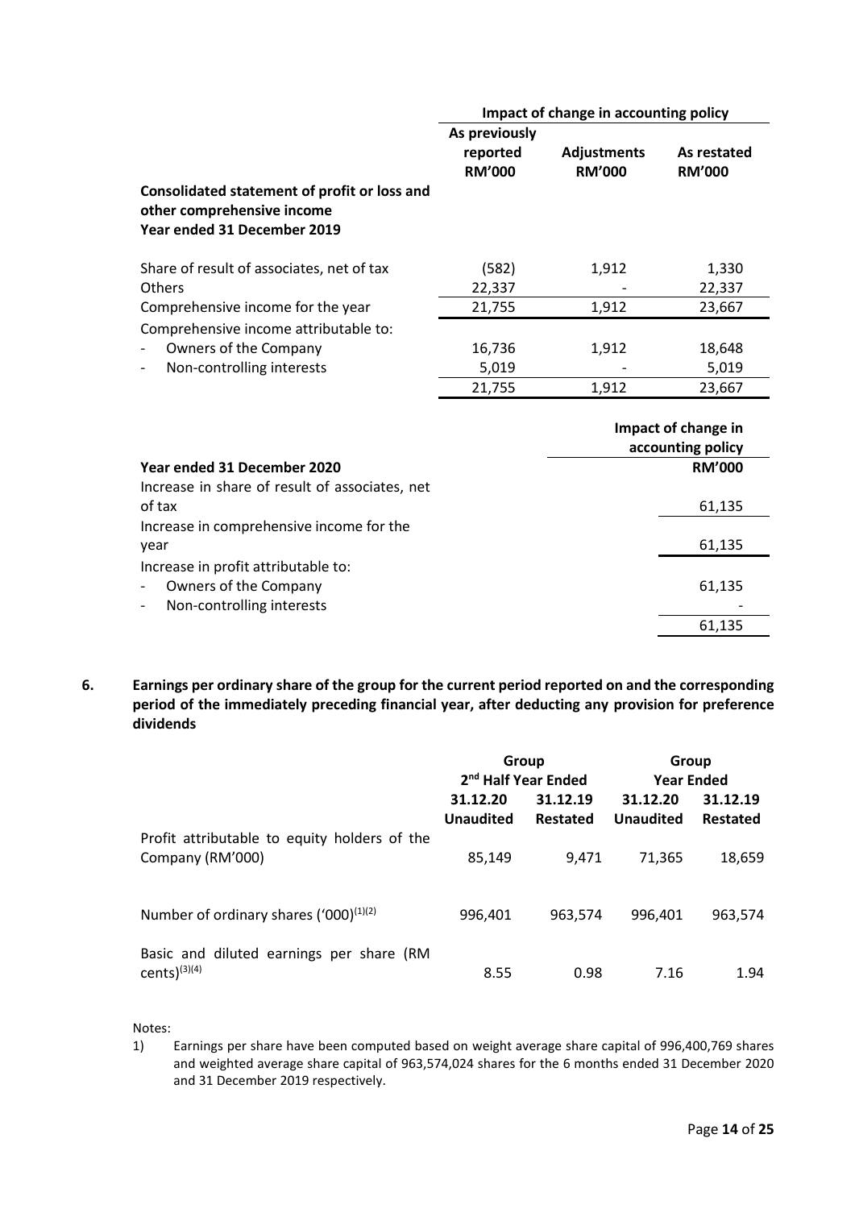| | Impact of change in accounting policy | | |
|---|---|---|---|
| | **As previously reported RM'000** | **Adjustments RM'000** | **As restated RM'000** |
| **Consolidated statement of profit or loss and other comprehensive income Year ended 31 December 2019** | | | |
| Share of result of associates, net of tax | (582) | 1,912 | 1,330 |
| Others | 22,337 | - | 22,337 |
| Comprehensive income for the year | 21,755 | 1,912 | 23,667 |
| Comprehensive income attributable to: | | | |
| - Owners of the Company | 16,736 | 1,912 | 18,648 |
| - Non-controlling interests | 5,019 | - | 5,019 |
| | 21,755 | 1,912 | 23,667 |

| **Year ended 31 December 2020** | **Impact of change in accounting policy RM'000** |
|---|---|
| Increase in share of result of associates, net of tax | 61,135 |
| Increase in comprehensive income for the year | 61,135 |
| Increase in profit attributable to: | |
| - Owners of the Company | 61,135 |
| - Non-controlling interests | - |
| | 61,135 |

## 6. Earnings per ordinary share of the group for the current period reported on and the corresponding period of the immediately preceding financial year, after deducting any provision for preference dividends

| | Group 2nd Half Year Ended | | Group Year Ended | |
|---|---|---|---|---|
| | **31.12.20 Unaudited** | **31.12.19 Restated** | **31.12.20 Unaudited** | **31.12.19 Restated** |
| Profit attributable to equity holders of the Company (RM'000) | 85,149 | 9,471 | 71,365 | 18,659 |
| Number of ordinary shares ('000)(1)(2) | 996,401 | 963,574 | 996,401 | 963,574 |
| Basic and diluted earnings per share (RM cents)(3)(4) | 8.55 | 0.98 | 7.16 | 1.94 |

Notes:

1) Earnings per share have been computed based on weight average share capital of 996,400,769 shares and weighted average share capital of 963,574,024 shares for the 6 months ended 31 December 2020 and 31 December 2019 respectively.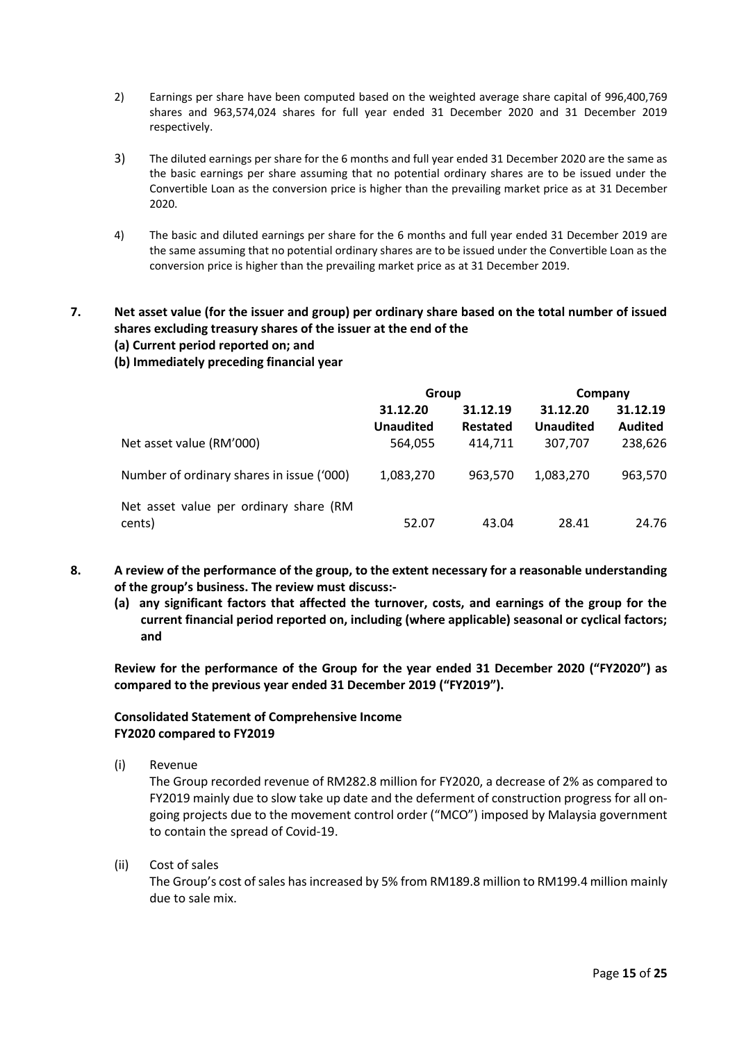2) Earnings per share have been computed based on the weighted average share capital of 996,400,769 shares and 963,574,024 shares for full year ended 31 December 2020 and 31 December 2019 respectively.

3) The diluted earnings per share for the 6 months and full year ended 31 December 2020 are the same as the basic earnings per share assuming that no potential ordinary shares are to be issued under the Convertible Loan as the conversion price is higher than the prevailing market price as at 31 December 2020.

4) The basic and diluted earnings per share for the 6 months and full year ended 31 December 2019 are the same assuming that no potential ordinary shares are to be issued under the Convertible Loan as the conversion price is higher than the prevailing market price as at 31 December 2019.

**7. Net asset value (for the issuer and group) per ordinary share based on the total number of issued shares excluding treasury shares of the issuer at the end of the**
**(a) Current period reported on; and**
**(b) Immediately preceding financial year**

| | Group | | Company | |
|---|---|---|---|---|
| | **31.12.20** | **31.12.19** | **31.12.20** | **31.12.19** |
| | **Unaudited** | **Restated** | **Unaudited** | **Audited** |
| Net asset value (RM'000) | 564,055 | 414,711 | 307,707 | 238,626 |
| Number of ordinary shares in issue ('000) | 1,083,270 | 963,570 | 1,083,270 | 963,570 |
| Net asset value per ordinary share (RM cents) | 52.07 | 43.04 | 28.41 | 24.76 |

**8. A review of the performance of the group, to the extent necessary for a reasonable understanding of the group's business. The review must discuss:-**
**(a) any significant factors that affected the turnover, costs, and earnings of the group for the current financial period reported on, including (where applicable) seasonal or cyclical factors; and**

**Review for the performance of the Group for the year ended 31 December 2020 ("FY2020") as compared to the previous year ended 31 December 2019 ("FY2019").**

**Consolidated Statement of Comprehensive Income**
**FY2020 compared to FY2019**

(i) Revenue
The Group recorded revenue of RM282.8 million for FY2020, a decrease of 2% as compared to FY2019 mainly due to slow take up date and the deferment of construction progress for all on-going projects due to the movement control order ("MCO") imposed by Malaysia government to contain the spread of Covid-19.

(ii) Cost of sales
The Group's cost of sales has increased by 5% from RM189.8 million to RM199.4 million mainly due to sale mix.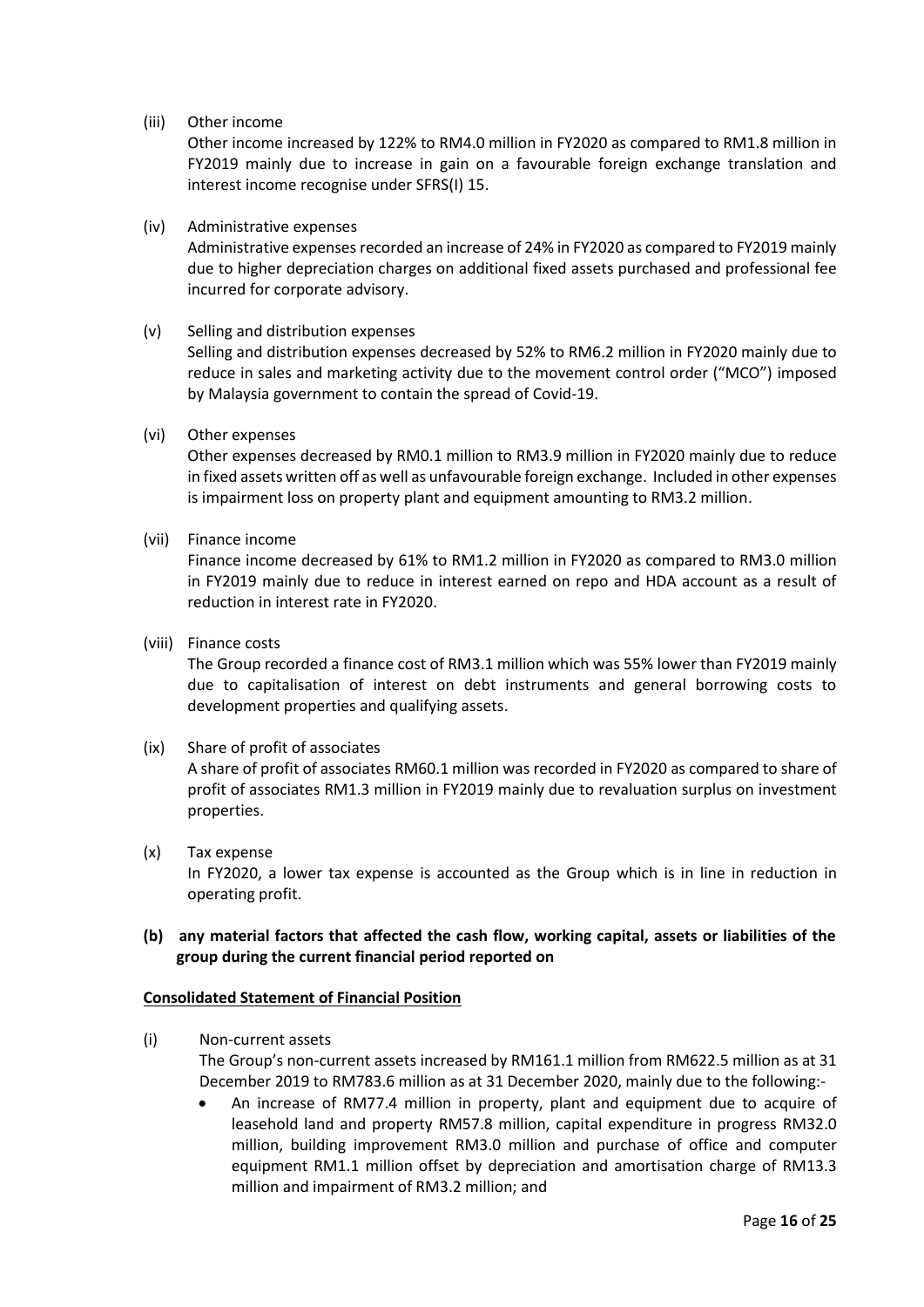(iii) Other income

Other income increased by 122% to RM4.0 million in FY2020 as compared to RM1.8 million in FY2019 mainly due to increase in gain on a favourable foreign exchange translation and interest income recognise under SFRS(I) 15.

(iv) Administrative expenses

Administrative expenses recorded an increase of 24% in FY2020 as compared to FY2019 mainly due to higher depreciation charges on additional fixed assets purchased and professional fee incurred for corporate advisory.

(v) Selling and distribution expenses

Selling and distribution expenses decreased by 52% to RM6.2 million in FY2020 mainly due to reduce in sales and marketing activity due to the movement control order ("MCO") imposed by Malaysia government to contain the spread of Covid-19.

(vi) Other expenses

Other expenses decreased by RM0.1 million to RM3.9 million in FY2020 mainly due to reduce in fixed assets written off as well as unfavourable foreign exchange. Included in other expenses is impairment loss on property plant and equipment amounting to RM3.2 million.

(vii) Finance income

Finance income decreased by 61% to RM1.2 million in FY2020 as compared to RM3.0 million in FY2019 mainly due to reduce in interest earned on repo and HDA account as a result of reduction in interest rate in FY2020.

(viii) Finance costs

The Group recorded a finance cost of RM3.1 million which was 55% lower than FY2019 mainly due to capitalisation of interest on debt instruments and general borrowing costs to development properties and qualifying assets.

(ix) Share of profit of associates

A share of profit of associates RM60.1 million was recorded in FY2020 as compared to share of profit of associates RM1.3 million in FY2019 mainly due to revaluation surplus on investment properties.

(x) Tax expense

In FY2020, a lower tax expense is accounted as the Group which is in line in reduction in operating profit.

**(b) any material factors that affected the cash flow, working capital, assets or liabilities of the group during the current financial period reported on**

**Consolidated Statement of Financial Position**

(i) Non-current assets

The Group's non-current assets increased by RM161.1 million from RM622.5 million as at 31 December 2019 to RM783.6 million as at 31 December 2020, mainly due to the following:-

- An increase of RM77.4 million in property, plant and equipment due to acquire of leasehold land and property RM57.8 million, capital expenditure in progress RM32.0 million, building improvement RM3.0 million and purchase of office and computer equipment RM1.1 million offset by depreciation and amortisation charge of RM13.3 million and impairment of RM3.2 million; and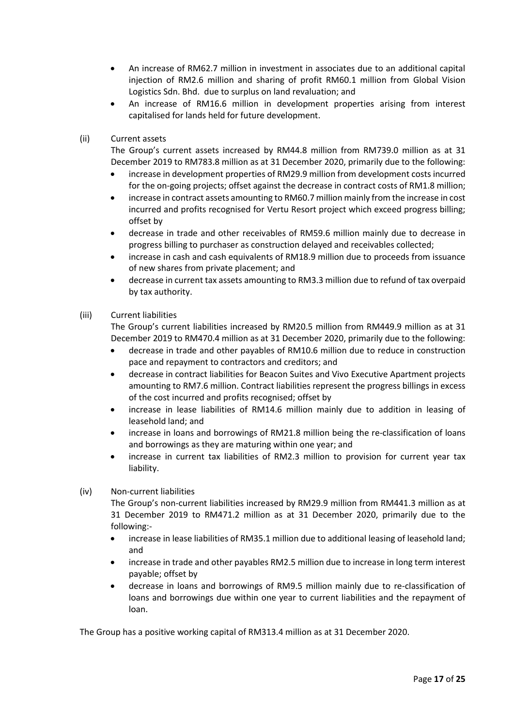- An increase of RM62.7 million in investment in associates due to an additional capital injection of RM2.6 million and sharing of profit RM60.1 million from Global Vision Logistics Sdn. Bhd. due to surplus on land revaluation; and
- An increase of RM16.6 million in development properties arising from interest capitalised for lands held for future development.

(ii) Current assets

The Group's current assets increased by RM44.8 million from RM739.0 million as at 31 December 2019 to RM783.8 million as at 31 December 2020, primarily due to the following:

- increase in development properties of RM29.9 million from development costs incurred for the on-going projects; offset against the decrease in contract costs of RM1.8 million;
- increase in contract assets amounting to RM60.7 million mainly from the increase in cost incurred and profits recognised for Vertu Resort project which exceed progress billing; offset by
- decrease in trade and other receivables of RM59.6 million mainly due to decrease in progress billing to purchaser as construction delayed and receivables collected;
- increase in cash and cash equivalents of RM18.9 million due to proceeds from issuance of new shares from private placement; and
- decrease in current tax assets amounting to RM3.3 million due to refund of tax overpaid by tax authority.

(iii) Current liabilities

The Group's current liabilities increased by RM20.5 million from RM449.9 million as at 31 December 2019 to RM470.4 million as at 31 December 2020, primarily due to the following:

- decrease in trade and other payables of RM10.6 million due to reduce in construction pace and repayment to contractors and creditors; and
- decrease in contract liabilities for Beacon Suites and Vivo Executive Apartment projects amounting to RM7.6 million. Contract liabilities represent the progress billings in excess of the cost incurred and profits recognised; offset by
- increase in lease liabilities of RM14.6 million mainly due to addition in leasing of leasehold land; and
- increase in loans and borrowings of RM21.8 million being the re-classification of loans and borrowings as they are maturing within one year; and
- increase in current tax liabilities of RM2.3 million to provision for current year tax liability.

(iv) Non-current liabilities

The Group's non-current liabilities increased by RM29.9 million from RM441.3 million as at 31 December 2019 to RM471.2 million as at 31 December 2020, primarily due to the following:-

- increase in lease liabilities of RM35.1 million due to additional leasing of leasehold land; and
- increase in trade and other payables RM2.5 million due to increase in long term interest payable; offset by
- decrease in loans and borrowings of RM9.5 million mainly due to re-classification of loans and borrowings due within one year to current liabilities and the repayment of loan.

The Group has a positive working capital of RM313.4 million as at 31 December 2020.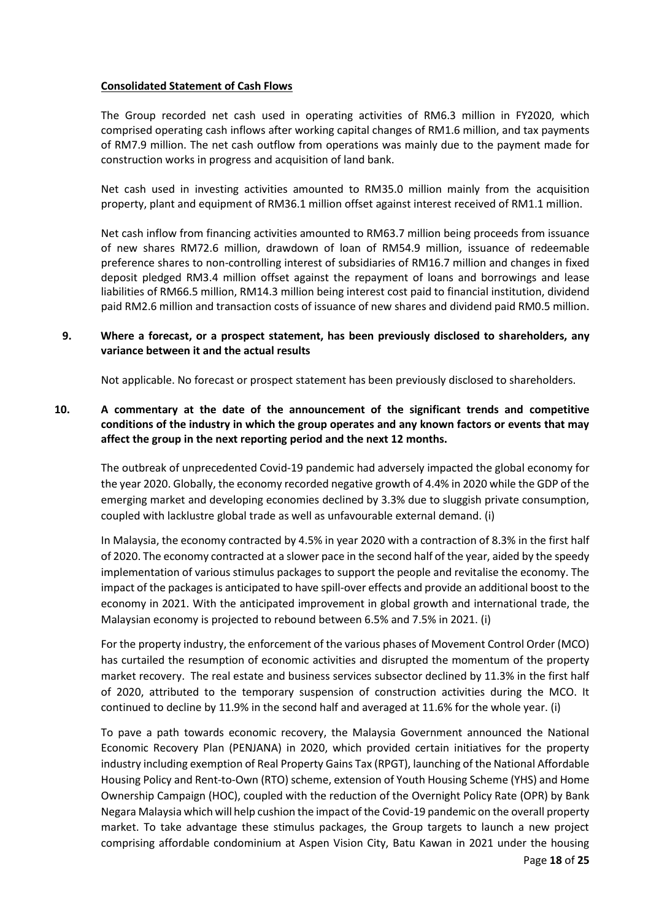**Consolidated Statement of Cash Flows**

The Group recorded net cash used in operating activities of RM6.3 million in FY2020, which comprised operating cash inflows after working capital changes of RM1.6 million, and tax payments of RM7.9 million. The net cash outflow from operations was mainly due to the payment made for construction works in progress and acquisition of land bank.

Net cash used in investing activities amounted to RM35.0 million mainly from the acquisition property, plant and equipment of RM36.1 million offset against interest received of RM1.1 million.

Net cash inflow from financing activities amounted to RM63.7 million being proceeds from issuance of new shares RM72.6 million, drawdown of loan of RM54.9 million, issuance of redeemable preference shares to non-controlling interest of subsidiaries of RM16.7 million and changes in fixed deposit pledged RM3.4 million offset against the repayment of loans and borrowings and lease liabilities of RM66.5 million, RM14.3 million being interest cost paid to financial institution, dividend paid RM2.6 million and transaction costs of issuance of new shares and dividend paid RM0.5 million.

**9. Where a forecast, or a prospect statement, has been previously disclosed to shareholders, any variance between it and the actual results**

Not applicable. No forecast or prospect statement has been previously disclosed to shareholders.

**10. A commentary at the date of the announcement of the significant trends and competitive conditions of the industry in which the group operates and any known factors or events that may affect the group in the next reporting period and the next 12 months.**

The outbreak of unprecedented Covid-19 pandemic had adversely impacted the global economy for the year 2020. Globally, the economy recorded negative growth of 4.4% in 2020 while the GDP of the emerging market and developing economies declined by 3.3% due to sluggish private consumption, coupled with lacklustre global trade as well as unfavourable external demand. (i)

In Malaysia, the economy contracted by 4.5% in year 2020 with a contraction of 8.3% in the first half of 2020. The economy contracted at a slower pace in the second half of the year, aided by the speedy implementation of various stimulus packages to support the people and revitalise the economy. The impact of the packages is anticipated to have spill-over effects and provide an additional boost to the economy in 2021. With the anticipated improvement in global growth and international trade, the Malaysian economy is projected to rebound between 6.5% and 7.5% in 2021. (i)

For the property industry, the enforcement of the various phases of Movement Control Order (MCO) has curtailed the resumption of economic activities and disrupted the momentum of the property market recovery. The real estate and business services subsector declined by 11.3% in the first half of 2020, attributed to the temporary suspension of construction activities during the MCO. It continued to decline by 11.9% in the second half and averaged at 11.6% for the whole year. (i)

To pave a path towards economic recovery, the Malaysia Government announced the National Economic Recovery Plan (PENJANA) in 2020, which provided certain initiatives for the property industry including exemption of Real Property Gains Tax (RPGT), launching of the National Affordable Housing Policy and Rent-to-Own (RTO) scheme, extension of Youth Housing Scheme (YHS) and Home Ownership Campaign (HOC), coupled with the reduction of the Overnight Policy Rate (OPR) by Bank Negara Malaysia which will help cushion the impact of the Covid-19 pandemic on the overall property market. To take advantage these stimulus packages, the Group targets to launch a new project comprising affordable condominium at Aspen Vision City, Batu Kawan in 2021 under the housing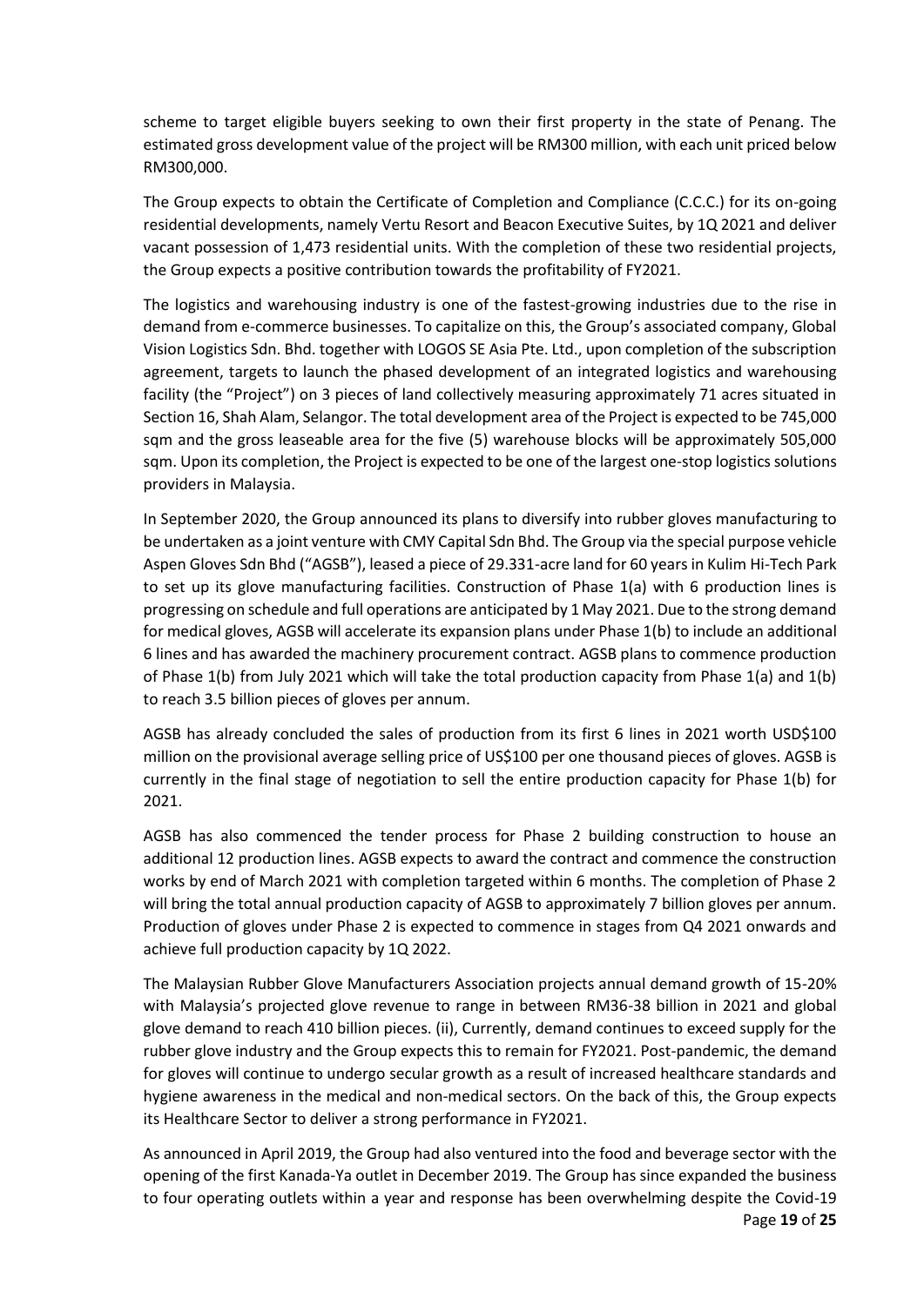scheme to target eligible buyers seeking to own their first property in the state of Penang. The estimated gross development value of the project will be RM300 million, with each unit priced below RM300,000.

The Group expects to obtain the Certificate of Completion and Compliance (C.C.C.) for its on-going residential developments, namely Vertu Resort and Beacon Executive Suites, by 1Q 2021 and deliver vacant possession of 1,473 residential units. With the completion of these two residential projects, the Group expects a positive contribution towards the profitability of FY2021.

The logistics and warehousing industry is one of the fastest-growing industries due to the rise in demand from e-commerce businesses. To capitalize on this, the Group's associated company, Global Vision Logistics Sdn. Bhd. together with LOGOS SE Asia Pte. Ltd., upon completion of the subscription agreement, targets to launch the phased development of an integrated logistics and warehousing facility (the "Project") on 3 pieces of land collectively measuring approximately 71 acres situated in Section 16, Shah Alam, Selangor. The total development area of the Project is expected to be 745,000 sqm and the gross leaseable area for the five (5) warehouse blocks will be approximately 505,000 sqm. Upon its completion, the Project is expected to be one of the largest one-stop logistics solutions providers in Malaysia.

In September 2020, the Group announced its plans to diversify into rubber gloves manufacturing to be undertaken as a joint venture with CMY Capital Sdn Bhd. The Group via the special purpose vehicle Aspen Gloves Sdn Bhd ("AGSB"), leased a piece of 29.331-acre land for 60 years in Kulim Hi-Tech Park to set up its glove manufacturing facilities. Construction of Phase 1(a) with 6 production lines is progressing on schedule and full operations are anticipated by 1 May 2021. Due to the strong demand for medical gloves, AGSB will accelerate its expansion plans under Phase 1(b) to include an additional 6 lines and has awarded the machinery procurement contract. AGSB plans to commence production of Phase 1(b) from July 2021 which will take the total production capacity from Phase 1(a) and 1(b) to reach 3.5 billion pieces of gloves per annum.

AGSB has already concluded the sales of production from its first 6 lines in 2021 worth USD$100 million on the provisional average selling price of US$100 per one thousand pieces of gloves. AGSB is currently in the final stage of negotiation to sell the entire production capacity for Phase 1(b) for 2021.

AGSB has also commenced the tender process for Phase 2 building construction to house an additional 12 production lines. AGSB expects to award the contract and commence the construction works by end of March 2021 with completion targeted within 6 months. The completion of Phase 2 will bring the total annual production capacity of AGSB to approximately 7 billion gloves per annum. Production of gloves under Phase 2 is expected to commence in stages from Q4 2021 onwards and achieve full production capacity by 1Q 2022.

The Malaysian Rubber Glove Manufacturers Association projects annual demand growth of 15-20% with Malaysia's projected glove revenue to range in between RM36-38 billion in 2021 and global glove demand to reach 410 billion pieces. (ii), Currently, demand continues to exceed supply for the rubber glove industry and the Group expects this to remain for FY2021. Post-pandemic, the demand for gloves will continue to undergo secular growth as a result of increased healthcare standards and hygiene awareness in the medical and non-medical sectors. On the back of this, the Group expects its Healthcare Sector to deliver a strong performance in FY2021.

As announced in April 2019, the Group had also ventured into the food and beverage sector with the opening of the first Kanada-Ya outlet in December 2019. The Group has since expanded the business to four operating outlets within a year and response has been overwhelming despite the Covid-19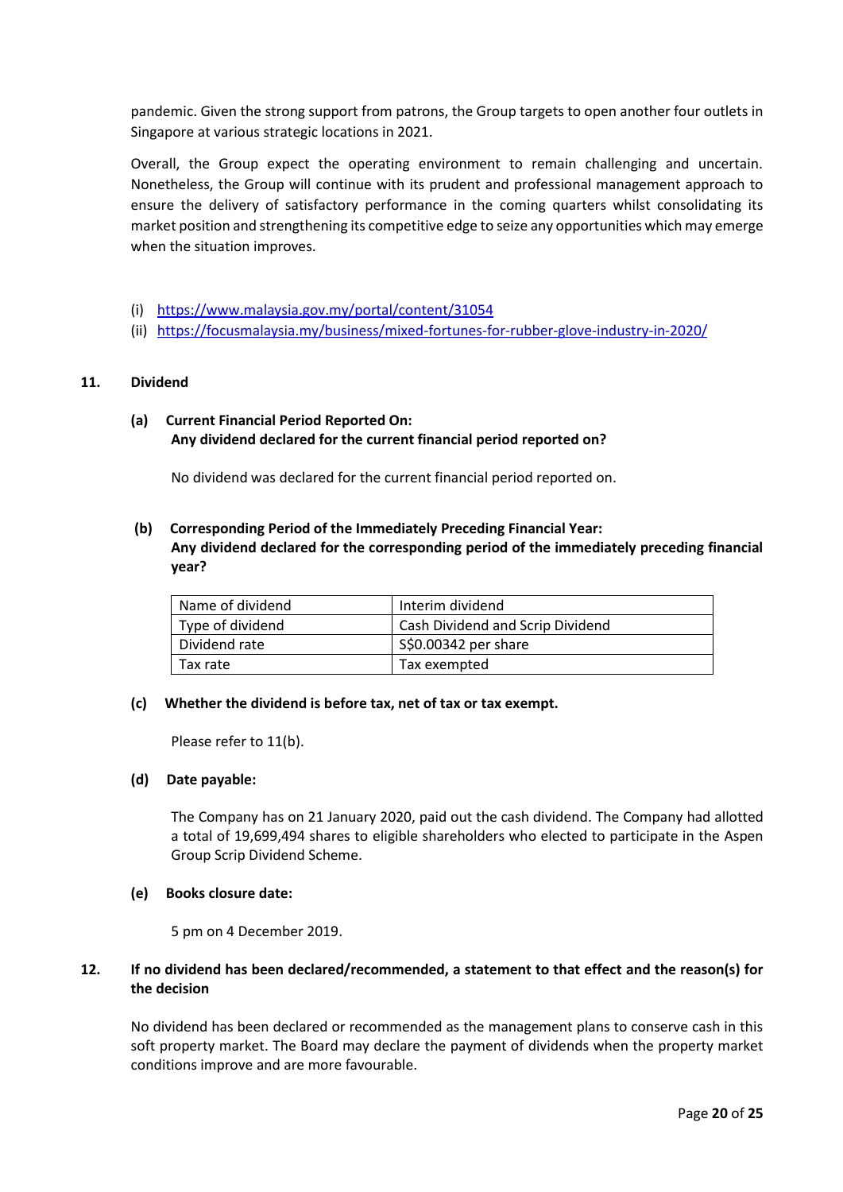pandemic. Given the strong support from patrons, the Group targets to open another four outlets in Singapore at various strategic locations in 2021.

Overall, the Group expect the operating environment to remain challenging and uncertain. Nonetheless, the Group will continue with its prudent and professional management approach to ensure the delivery of satisfactory performance in the coming quarters whilst consolidating its market position and strengthening its competitive edge to seize any opportunities which may emerge when the situation improves.

(i) https://www.malaysia.gov.my/portal/content/31054
(ii) https://focusmalaysia.my/business/mixed-fortunes-for-rubber-glove-industry-in-2020/

**11. Dividend**

**(a) Current Financial Period Reported On:**
**Any dividend declared for the current financial period reported on?**

No dividend was declared for the current financial period reported on.

**(b) Corresponding Period of the Immediately Preceding Financial Year:**
**Any dividend declared for the corresponding period of the immediately preceding financial year?**

| Name of dividend | Interim dividend |
|---|---|
| Type of dividend | Cash Dividend and Scrip Dividend |
| Dividend rate | S$0.00342 per share |
| Tax rate | Tax exempted |

**(c) Whether the dividend is before tax, net of tax or tax exempt.**

Please refer to 11(b).

**(d) Date payable:**

The Company has on 21 January 2020, paid out the cash dividend. The Company had allotted a total of 19,699,494 shares to eligible shareholders who elected to participate in the Aspen Group Scrip Dividend Scheme.

**(e) Books closure date:**

5 pm on 4 December 2019.

**12. If no dividend has been declared/recommended, a statement to that effect and the reason(s) for the decision**

No dividend has been declared or recommended as the management plans to conserve cash in this soft property market. The Board may declare the payment of dividends when the property market conditions improve and are more favourable.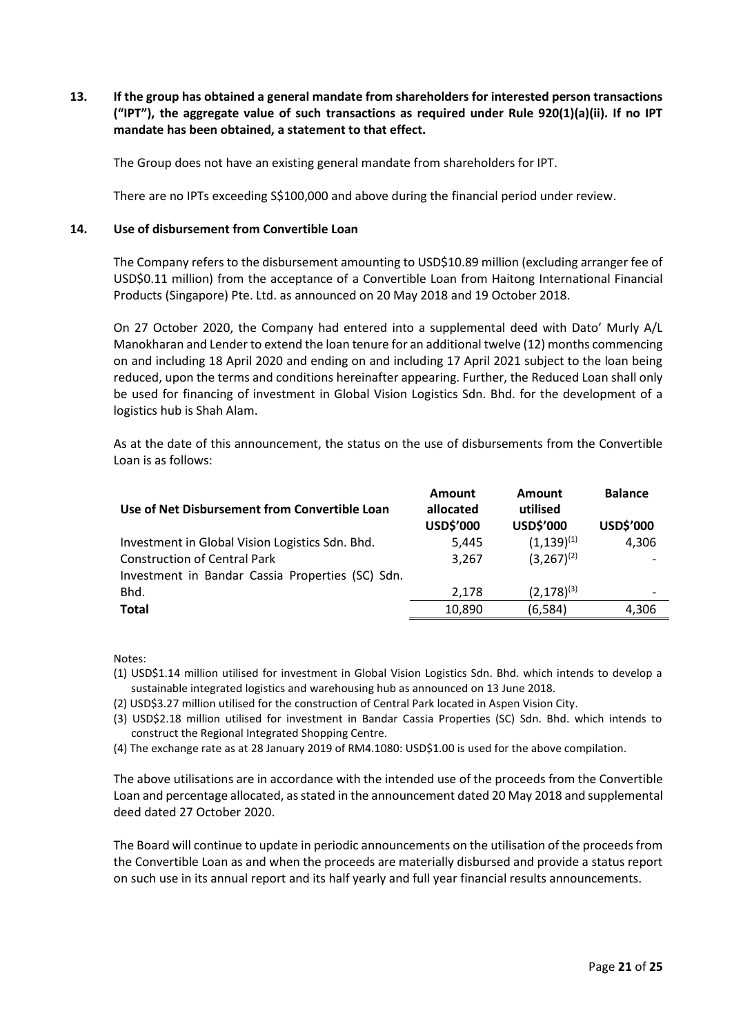**13. If the group has obtained a general mandate from shareholders for interested person transactions ("IPT"), the aggregate value of such transactions as required under Rule 920(1)(a)(ii). If no IPT mandate has been obtained, a statement to that effect.**

The Group does not have an existing general mandate from shareholders for IPT.

There are no IPTs exceeding S$100,000 and above during the financial period under review.

**14. Use of disbursement from Convertible Loan**

The Company refers to the disbursement amounting to USD$10.89 million (excluding arranger fee of USD$0.11 million) from the acceptance of a Convertible Loan from Haitong International Financial Products (Singapore) Pte. Ltd. as announced on 20 May 2018 and 19 October 2018.

On 27 October 2020, the Company had entered into a supplemental deed with Dato' Murly A/L Manokharan and Lender to extend the loan tenure for an additional twelve (12) months commencing on and including 18 April 2020 and ending on and including 17 April 2021 subject to the loan being reduced, upon the terms and conditions hereinafter appearing. Further, the Reduced Loan shall only be used for financing of investment in Global Vision Logistics Sdn. Bhd. for the development of a logistics hub is Shah Alam.

As at the date of this announcement, the status on the use of disbursements from the Convertible Loan is as follows:

| Use of Net Disbursement from Convertible Loan | Amount allocated USD$'000 | Amount utilised USD$'000 | Balance USD$'000 |
|---|---|---|---|
| Investment in Global Vision Logistics Sdn. Bhd. | 5,445 | (1,139)[(1)] | 4,306 |
| Construction of Central Park | 3,267 | (3,267)[(2)] | - |
| Investment in Bandar Cassia Properties (SC) Sdn. Bhd. | 2,178 | (2,178)[(3)] | - |
| **Total** | 10,890 | (6,584) | 4,306 |

Notes:

(1) USD$1.14 million utilised for investment in Global Vision Logistics Sdn. Bhd. which intends to develop a sustainable integrated logistics and warehousing hub as announced on 13 June 2018.

(2) USD$3.27 million utilised for the construction of Central Park located in Aspen Vision City.

(3) USD$2.18 million utilised for investment in Bandar Cassia Properties (SC) Sdn. Bhd. which intends to construct the Regional Integrated Shopping Centre.

(4) The exchange rate as at 28 January 2019 of RM4.1080: USD$1.00 is used for the above compilation.

The above utilisations are in accordance with the intended use of the proceeds from the Convertible Loan and percentage allocated, as stated in the announcement dated 20 May 2018 and supplemental deed dated 27 October 2020.

The Board will continue to update in periodic announcements on the utilisation of the proceeds from the Convertible Loan as and when the proceeds are materially disbursed and provide a status report on such use in its annual report and its half yearly and full year financial results announcements.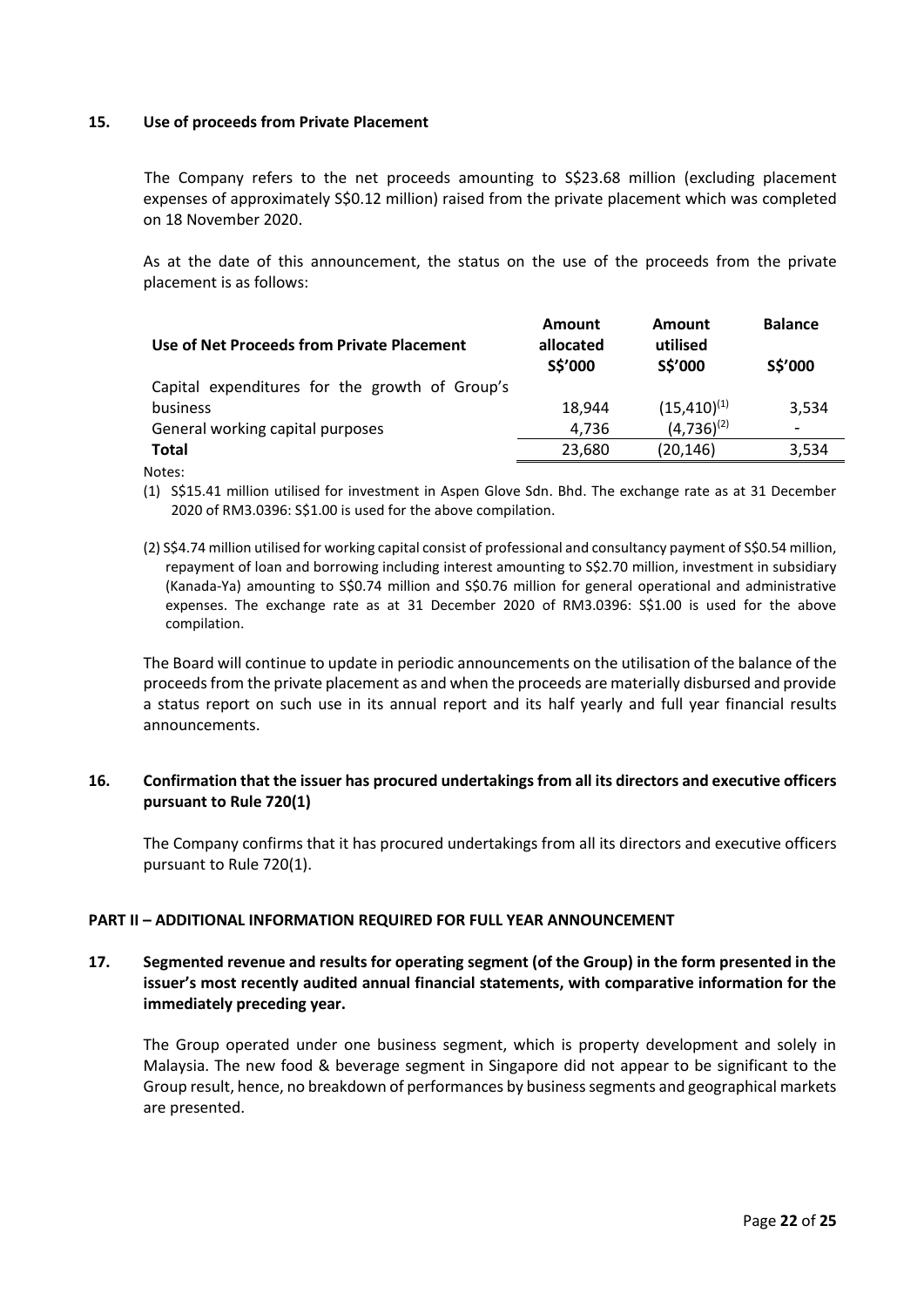## 15. Use of proceeds from Private Placement

The Company refers to the net proceeds amounting to S$23.68 million (excluding placement expenses of approximately S$0.12 million) raised from the private placement which was completed on 18 November 2020.

As at the date of this announcement, the status on the use of the proceeds from the private placement is as follows:

| Use of Net Proceeds from Private Placement | Amount allocated S$'000 | Amount utilised S$'000 | Balance S$'000 |
|---|---|---|---|
| Capital expenditures for the growth of Group's business | 18,944 | (15,410)[(1)] | 3,534 |
| General working capital purposes | 4,736 | (4,736)[(2)] | - |
| **Total** | 23,680 | (20,146) | 3,534 |

Notes:

(1) S$15.41 million utilised for investment in Aspen Glove Sdn. Bhd. The exchange rate as at 31 December 2020 of RM3.0396: S$1.00 is used for the above compilation.

(2) S$4.74 million utilised for working capital consist of professional and consultancy payment of S$0.54 million, repayment of loan and borrowing including interest amounting to S$2.70 million, investment in subsidiary (Kanada-Ya) amounting to S$0.74 million and S$0.76 million for general operational and administrative expenses. The exchange rate as at 31 December 2020 of RM3.0396: S$1.00 is used for the above compilation.

The Board will continue to update in periodic announcements on the utilisation of the balance of the proceeds from the private placement as and when the proceeds are materially disbursed and provide a status report on such use in its annual report and its half yearly and full year financial results announcements.

## 16. Confirmation that the issuer has procured undertakings from all its directors and executive officers pursuant to Rule 720(1)

The Company confirms that it has procured undertakings from all its directors and executive officers pursuant to Rule 720(1).

# PART II – ADDITIONAL INFORMATION REQUIRED FOR FULL YEAR ANNOUNCEMENT

## 17. Segmented revenue and results for operating segment (of the Group) in the form presented in the issuer's most recently audited annual financial statements, with comparative information for the immediately preceding year.

The Group operated under one business segment, which is property development and solely in Malaysia. The new food & beverage segment in Singapore did not appear to be significant to the Group result, hence, no breakdown of performances by business segments and geographical markets are presented.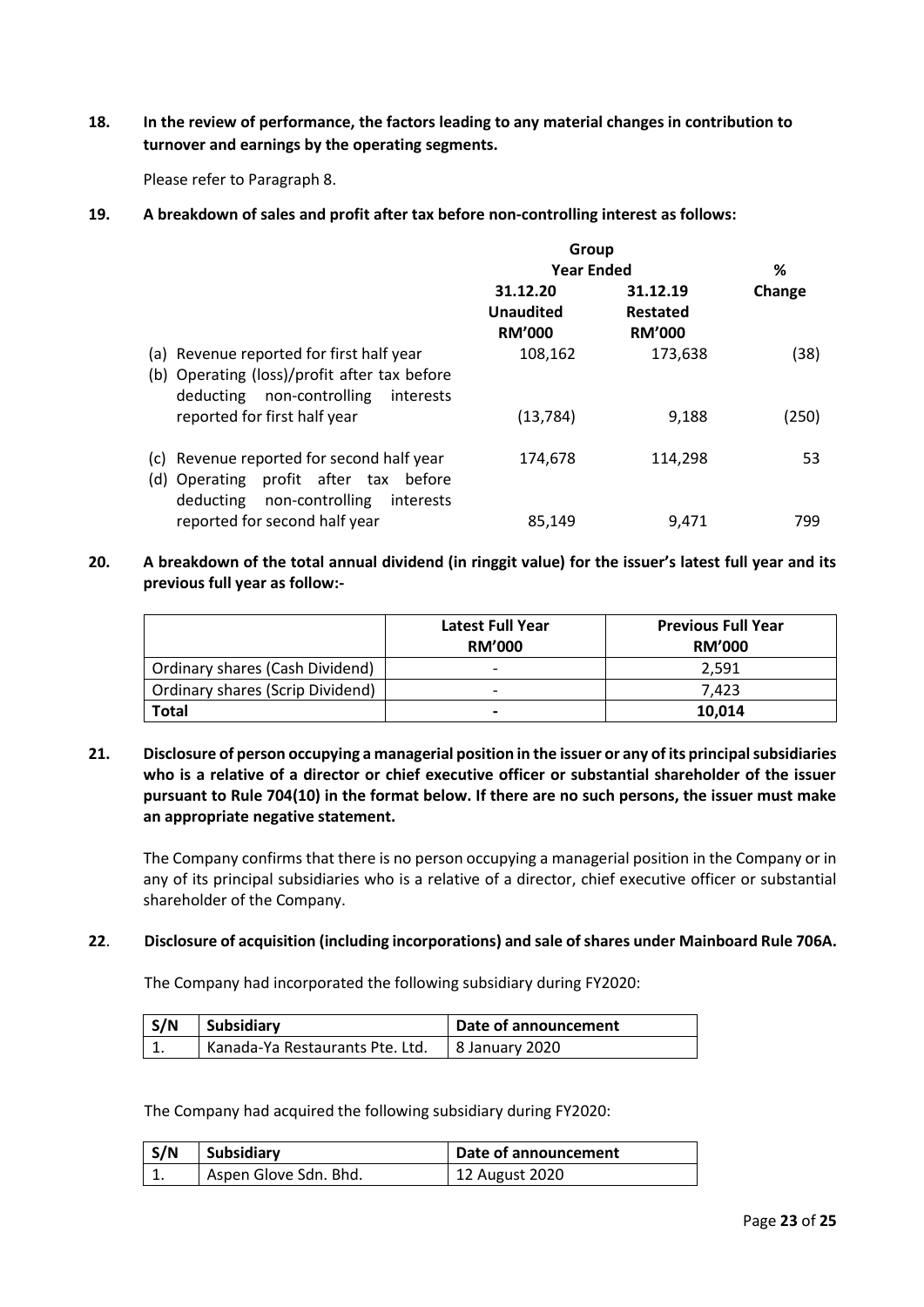**18. In the review of performance, the factors leading to any material changes in contribution to turnover and earnings by the operating segments.**

Please refer to Paragraph 8.

**19. A breakdown of sales and profit after tax before non-controlling interest as follows:**

| | Group | | % |
|---|---|---|---|
| | Year Ended | | |
| | 31.12.20 Unaudited RM'000 | 31.12.19 Restated RM'000 | Change |
| (a) Revenue reported for first half year | 108,162 | 173,638 | (38) |
| (b) Operating (loss)/profit after tax before deducting non-controlling interests reported for first half year | (13,784) | 9,188 | (250) |
| (c) Revenue reported for second half year | 174,678 | 114,298 | 53 |
| (d) Operating profit after tax before deducting non-controlling interests reported for second half year | 85,149 | 9,471 | 799 |

**20. A breakdown of the total annual dividend (in ringgit value) for the issuer's latest full year and its previous full year as follow:-**

| | Latest Full Year RM'000 | Previous Full Year RM'000 |
|---|---|---|
| Ordinary shares (Cash Dividend) | - | 2,591 |
| Ordinary shares (Scrip Dividend) | - | 7,423 |
| **Total** | **-** | **10,014** |

**21. Disclosure of person occupying a managerial position in the issuer or any of its principal subsidiaries who is a relative of a director or chief executive officer or substantial shareholder of the issuer pursuant to Rule 704(10) in the format below. If there are no such persons, the issuer must make an appropriate negative statement.**

The Company confirms that there is no person occupying a managerial position in the Company or in any of its principal subsidiaries who is a relative of a director, chief executive officer or substantial shareholder of the Company.

**22. Disclosure of acquisition (including incorporations) and sale of shares under Mainboard Rule 706A.**

The Company had incorporated the following subsidiary during FY2020:

| S/N | Subsidiary | Date of announcement |
|---|---|---|
| 1. | Kanada-Ya Restaurants Pte. Ltd. | 8 January 2020 |

The Company had acquired the following subsidiary during FY2020:

| S/N | Subsidiary | Date of announcement |
|---|---|---|
| 1. | Aspen Glove Sdn. Bhd. | 12 August 2020 |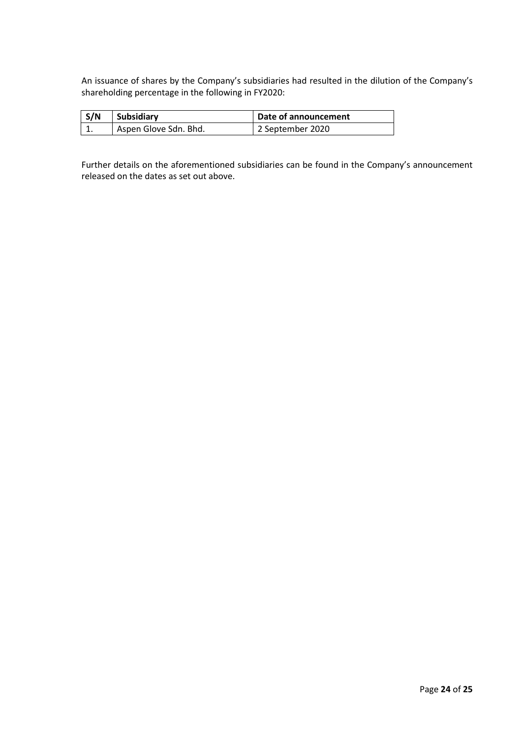An issuance of shares by the Company's subsidiaries had resulted in the dilution of the Company's shareholding percentage in the following in FY2020:

| S/N | Subsidiary | Date of announcement |
|---|---|---|
| 1. | Aspen Glove Sdn. Bhd. | 2 September 2020 |

Further details on the aforementioned subsidiaries can be found in the Company's announcement released on the dates as set out above.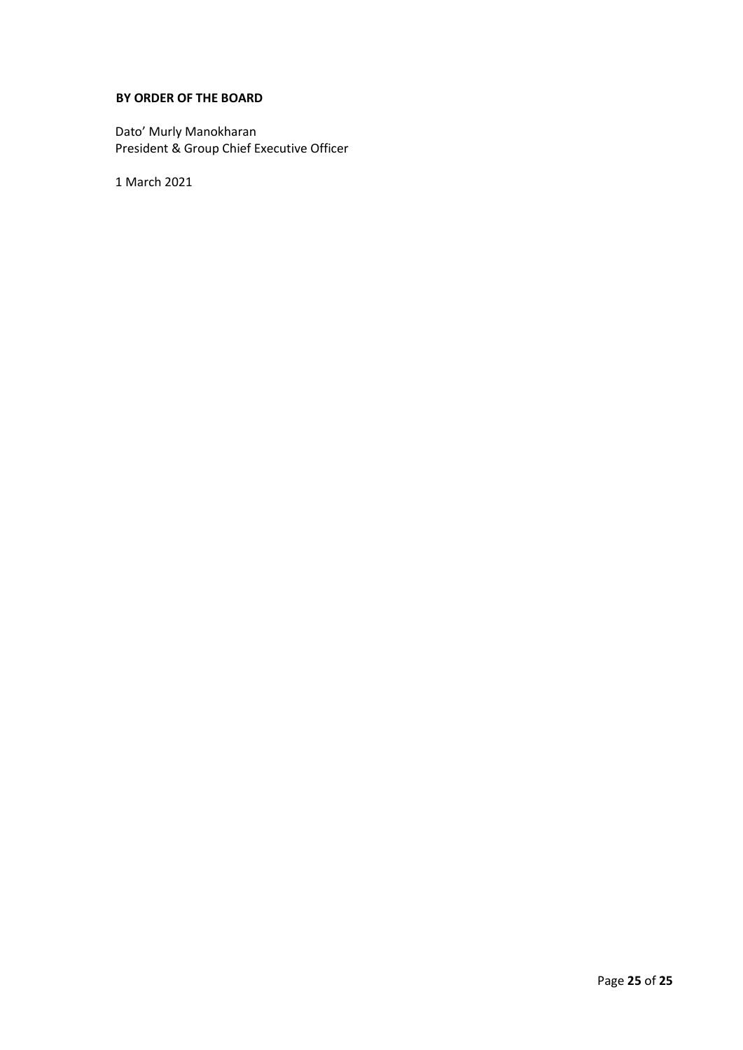**BY ORDER OF THE BOARD**

Dato' Murly Manokharan
President & Group Chief Executive Officer

1 March 2021